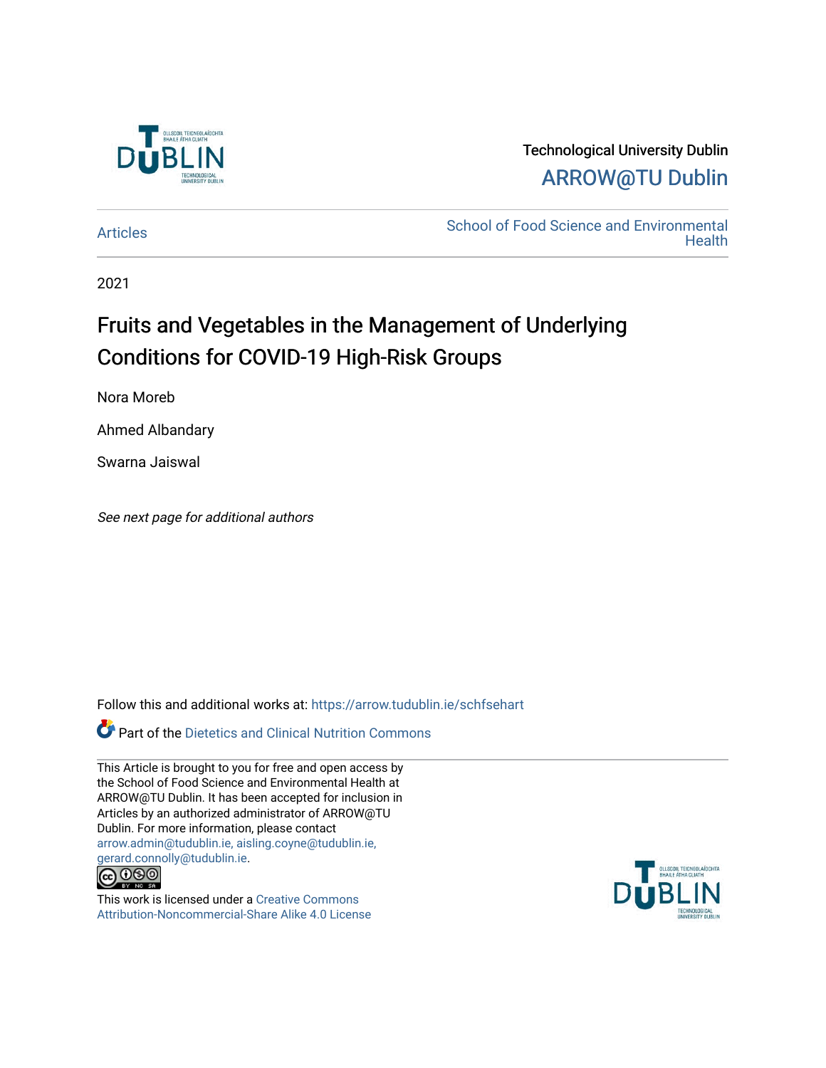Technological University Dublin

ARROW@TU Dublin

Articles

School of Food Science and Environmental Health

2021

# Fruits and Vegetables in the Management of Underlying Conditions for COVID-19 High-Risk Groups

Nora Moreb

Ahmed Albandary

Swarna Jaiswal

*See next page for additional authors*

Follow this and additional works at: https://arrow.tudublin.ie/schfsehart

Part of the Dietetics and Clinical Nutrition Commons

This Article is brought to you for free and open access by the School of Food Science and Environmental Health at ARROW@TU Dublin. It has been accepted for inclusion in Articles by an authorized administrator of ARROW@TU Dublin. For more information, please contact arrow.admin@tudublin.ie, aisling.coyne@tudublin.ie, gerard.connolly@tudublin.ie.

This work is licensed under a Creative Commons Attribution-Noncommercial-Share Alike 4.0 License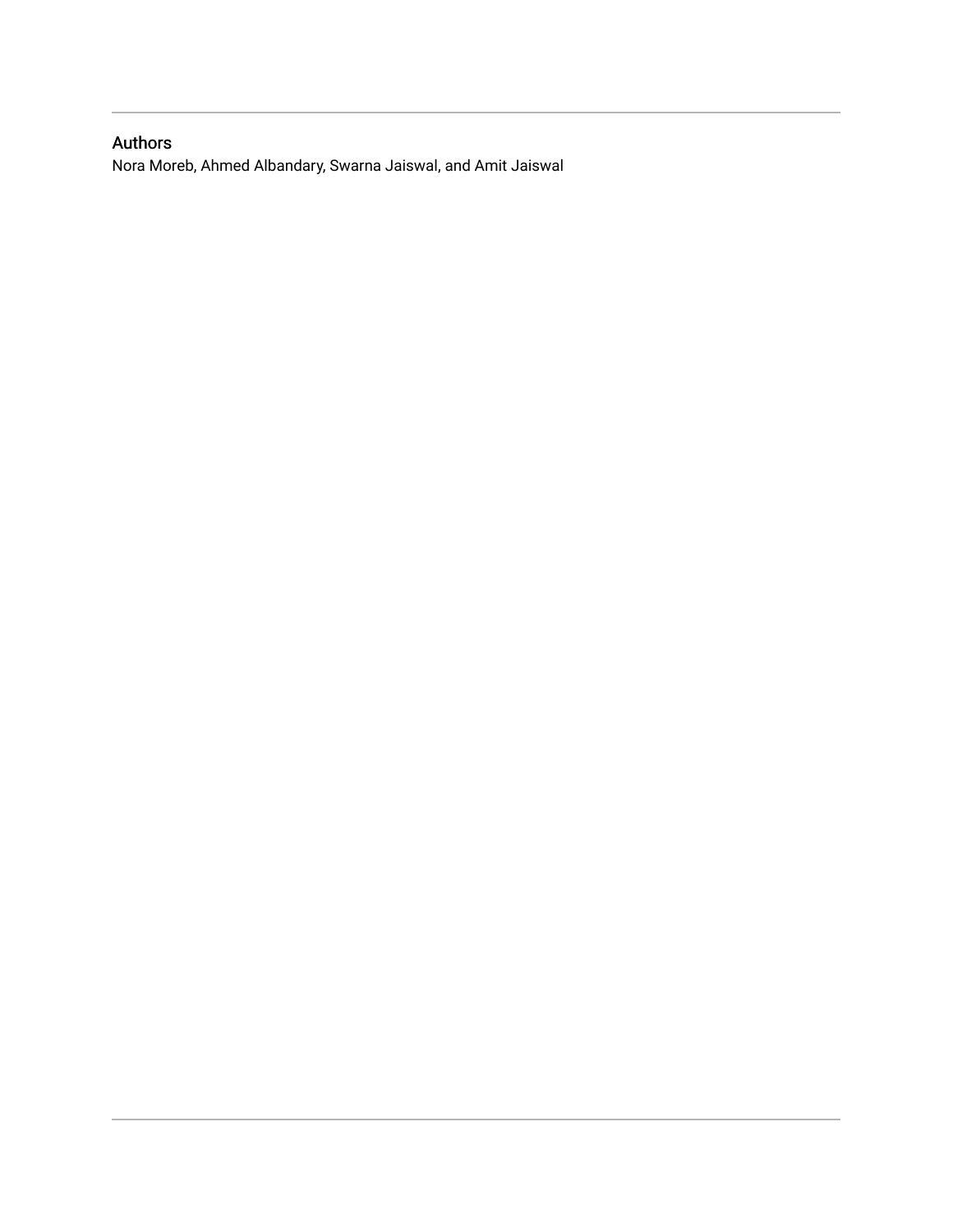## Authors

Nora Moreb, Ahmed Albandary, Swarna Jaiswal, and Amit Jaiswal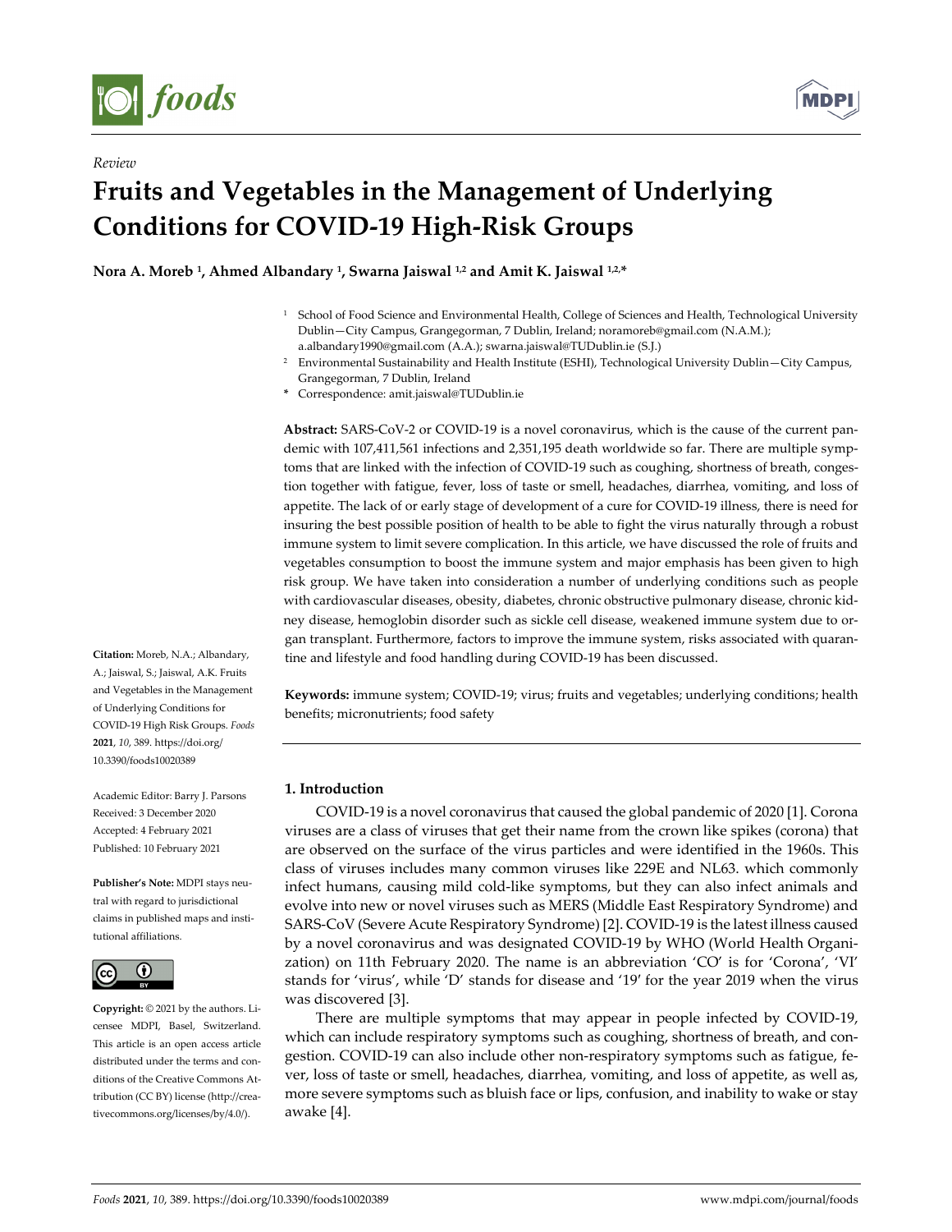*Review*

# Fruits and Vegetables in the Management of Underlying Conditions for COVID-19 High-Risk Groups

**Nora A. Moreb [1], Ahmed Albandary [1], Swarna Jaiswal [1,2] and Amit K. Jaiswal [1,2,*]**

[1] School of Food Science and Environmental Health, College of Sciences and Health, Technological University Dublin—City Campus, Grangegorman, 7 Dublin, Ireland; noramoreb@gmail.com (N.A.M.); a.albandary1990@gmail.com (A.A.); swarna.jaiswal@TUDublin.ie (S.J.)

[2] Environmental Sustainability and Health Institute (ESHI), Technological University Dublin—City Campus, Grangegorman, 7 Dublin, Ireland

\* Correspondence: amit.jaiswal@TUDublin.ie

**Abstract:** SARS-CoV-2 or COVID-19 is a novel coronavirus, which is the cause of the current pandemic with 107,411,561 infections and 2,351,195 death worldwide so far. There are multiple symptoms that are linked with the infection of COVID-19 such as coughing, shortness of breath, congestion together with fatigue, fever, loss of taste or smell, headaches, diarrhea, vomiting, and loss of appetite. The lack of or early stage of development of a cure for COVID-19 illness, there is need for insuring the best possible position of health to be able to fight the virus naturally through a robust immune system to limit severe complication. In this article, we have discussed the role of fruits and vegetables consumption to boost the immune system and major emphasis has been given to high risk group. We have taken into consideration a number of underlying conditions such as people with cardiovascular diseases, obesity, diabetes, chronic obstructive pulmonary disease, chronic kidney disease, hemoglobin disorder such as sickle cell disease, weakened immune system due to organ transplant. Furthermore, factors to improve the immune system, risks associated with quarantine and lifestyle and food handling during COVID-19 has been discussed.

**Keywords:** immune system; COVID-19; virus; fruits and vegetables; underlying conditions; health benefits; micronutrients; food safety

**Citation:** Moreb, N.A.; Albandary, A.; Jaiswal, S.; Jaiswal, A.K. Fruits and Vegetables in the Management of Underlying Conditions for COVID-19 High Risk Groups. *Foods* **2021**, *10*, 389. https://doi.org/10.3390/foods10020389

Academic Editor: Barry J. Parsons
Received: 3 December 2020
Accepted: 4 February 2021
Published: 10 February 2021

**Publisher's Note:** MDPI stays neutral with regard to jurisdictional claims in published maps and institutional affiliations.

**Copyright:** © 2021 by the authors. Licensee MDPI, Basel, Switzerland. This article is an open access article distributed under the terms and conditions of the Creative Commons Attribution (CC BY) license (http://creativecommons.org/licenses/by/4.0/).

## 1. Introduction

COVID-19 is a novel coronavirus that caused the global pandemic of 2020 [1]. Corona viruses are a class of viruses that get their name from the crown like spikes (corona) that are observed on the surface of the virus particles and were identified in the 1960s. This class of viruses includes many common viruses like 229E and NL63. which commonly infect humans, causing mild cold-like symptoms, but they can also infect animals and evolve into new or novel viruses such as MERS (Middle East Respiratory Syndrome) and SARS-CoV (Severe Acute Respiratory Syndrome) [2]. COVID-19 is the latest illness caused by a novel coronavirus and was designated COVID-19 by WHO (World Health Organization) on 11th February 2020. The name is an abbreviation 'CO' is for 'Corona', 'VI' stands for 'virus', while 'D' stands for disease and '19' for the year 2019 when the virus was discovered [3].

There are multiple symptoms that may appear in people infected by COVID-19, which can include respiratory symptoms such as coughing, shortness of breath, and congestion. COVID-19 can also include other non-respiratory symptoms such as fatigue, fever, loss of taste or smell, headaches, diarrhea, vomiting, and loss of appetite, as well as, more severe symptoms such as bluish face or lips, confusion, and inability to wake or stay awake [4].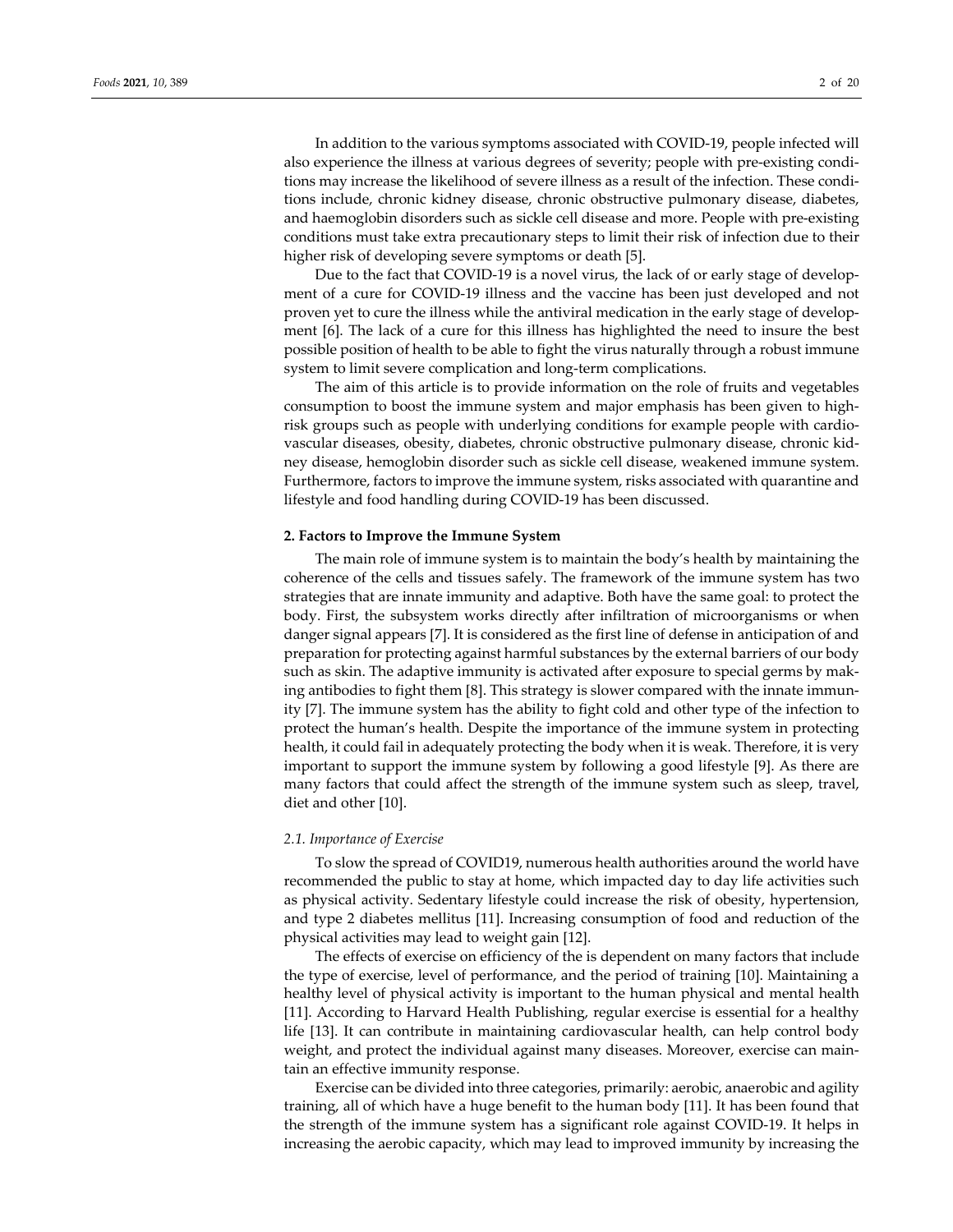In addition to the various symptoms associated with COVID-19, people infected will also experience the illness at various degrees of severity; people with pre-existing conditions may increase the likelihood of severe illness as a result of the infection. These conditions include, chronic kidney disease, chronic obstructive pulmonary disease, diabetes, and haemoglobin disorders such as sickle cell disease and more. People with pre-existing conditions must take extra precautionary steps to limit their risk of infection due to their higher risk of developing severe symptoms or death [5].

Due to the fact that COVID-19 is a novel virus, the lack of or early stage of development of a cure for COVID-19 illness and the vaccine has been just developed and not proven yet to cure the illness while the antiviral medication in the early stage of development [6]. The lack of a cure for this illness has highlighted the need to insure the best possible position of health to be able to fight the virus naturally through a robust immune system to limit severe complication and long-term complications.

The aim of this article is to provide information on the role of fruits and vegetables consumption to boost the immune system and major emphasis has been given to high-risk groups such as people with underlying conditions for example people with cardiovascular diseases, obesity, diabetes, chronic obstructive pulmonary disease, chronic kidney disease, hemoglobin disorder such as sickle cell disease, weakened immune system. Furthermore, factors to improve the immune system, risks associated with quarantine and lifestyle and food handling during COVID-19 has been discussed.

## 2. Factors to Improve the Immune System

The main role of immune system is to maintain the body's health by maintaining the coherence of the cells and tissues safely. The framework of the immune system has two strategies that are innate immunity and adaptive. Both have the same goal: to protect the body. First, the subsystem works directly after infiltration of microorganisms or when danger signal appears [7]. It is considered as the first line of defense in anticipation of and preparation for protecting against harmful substances by the external barriers of our body such as skin. The adaptive immunity is activated after exposure to special germs by making antibodies to fight them [8]. This strategy is slower compared with the innate immunity [7]. The immune system has the ability to fight cold and other type of the infection to protect the human's health. Despite the importance of the immune system in protecting health, it could fail in adequately protecting the body when it is weak. Therefore, it is very important to support the immune system by following a good lifestyle [9]. As there are many factors that could affect the strength of the immune system such as sleep, travel, diet and other [10].

### *2.1. Importance of Exercise*

To slow the spread of COVID19, numerous health authorities around the world have recommended the public to stay at home, which impacted day to day life activities such as physical activity. Sedentary lifestyle could increase the risk of obesity, hypertension, and type 2 diabetes mellitus [11]. Increasing consumption of food and reduction of the physical activities may lead to weight gain [12].

The effects of exercise on efficiency of the is dependent on many factors that include the type of exercise, level of performance, and the period of training [10]. Maintaining a healthy level of physical activity is important to the human physical and mental health [11]. According to Harvard Health Publishing, regular exercise is essential for a healthy life [13]. It can contribute in maintaining cardiovascular health, can help control body weight, and protect the individual against many diseases. Moreover, exercise can maintain an effective immunity response.

Exercise can be divided into three categories, primarily: aerobic, anaerobic and agility training, all of which have a huge benefit to the human body [11]. It has been found that the strength of the immune system has a significant role against COVID-19. It helps in increasing the aerobic capacity, which may lead to improved immunity by increasing the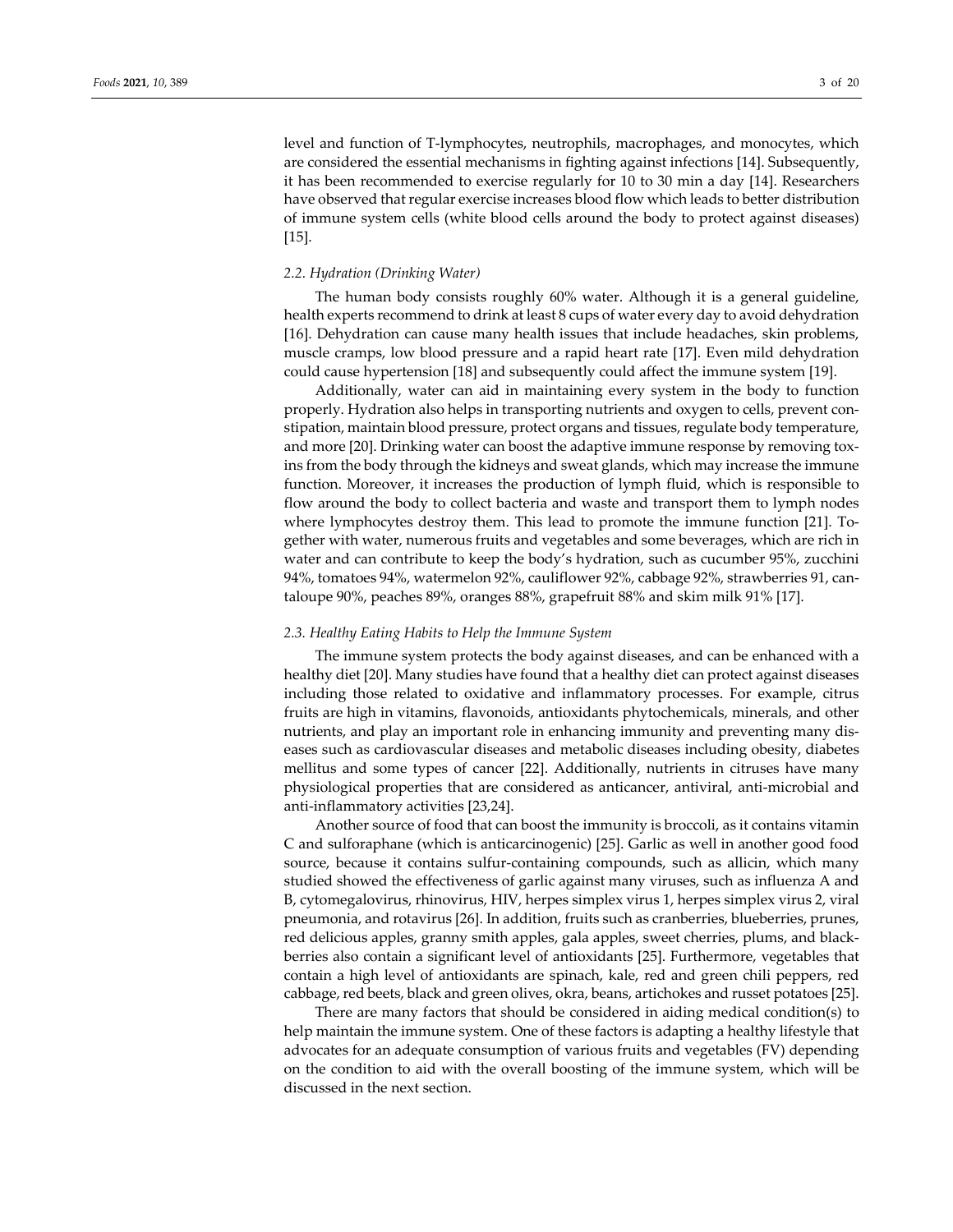level and function of T-lymphocytes, neutrophils, macrophages, and monocytes, which are considered the essential mechanisms in fighting against infections [14]. Subsequently, it has been recommended to exercise regularly for 10 to 30 min a day [14]. Researchers have observed that regular exercise increases blood flow which leads to better distribution of immune system cells (white blood cells around the body to protect against diseases) [15].

### *2.2. Hydration (Drinking Water)*

The human body consists roughly 60% water. Although it is a general guideline, health experts recommend to drink at least 8 cups of water every day to avoid dehydration [16]. Dehydration can cause many health issues that include headaches, skin problems, muscle cramps, low blood pressure and a rapid heart rate [17]. Even mild dehydration could cause hypertension [18] and subsequently could affect the immune system [19].

Additionally, water can aid in maintaining every system in the body to function properly. Hydration also helps in transporting nutrients and oxygen to cells, prevent constipation, maintain blood pressure, protect organs and tissues, regulate body temperature, and more [20]. Drinking water can boost the adaptive immune response by removing toxins from the body through the kidneys and sweat glands, which may increase the immune function. Moreover, it increases the production of lymph fluid, which is responsible to flow around the body to collect bacteria and waste and transport them to lymph nodes where lymphocytes destroy them. This lead to promote the immune function [21]. Together with water, numerous fruits and vegetables and some beverages, which are rich in water and can contribute to keep the body's hydration, such as cucumber 95%, zucchini 94%, tomatoes 94%, watermelon 92%, cauliflower 92%, cabbage 92%, strawberries 91, cantaloupe 90%, peaches 89%, oranges 88%, grapefruit 88% and skim milk 91% [17].

### *2.3. Healthy Eating Habits to Help the Immune System*

The immune system protects the body against diseases, and can be enhanced with a healthy diet [20]. Many studies have found that a healthy diet can protect against diseases including those related to oxidative and inflammatory processes. For example, citrus fruits are high in vitamins, flavonoids, antioxidants phytochemicals, minerals, and other nutrients, and play an important role in enhancing immunity and preventing many diseases such as cardiovascular diseases and metabolic diseases including obesity, diabetes mellitus and some types of cancer [22]. Additionally, nutrients in citruses have many physiological properties that are considered as anticancer, antiviral, anti-microbial and anti-inflammatory activities [23,24].

Another source of food that can boost the immunity is broccoli, as it contains vitamin C and sulforaphane (which is anticarcinogenic) [25]. Garlic as well in another good food source, because it contains sulfur-containing compounds, such as allicin, which many studied showed the effectiveness of garlic against many viruses, such as influenza A and B, cytomegalovirus, rhinovirus, HIV, herpes simplex virus 1, herpes simplex virus 2, viral pneumonia, and rotavirus [26]. In addition, fruits such as cranberries, blueberries, prunes, red delicious apples, granny smith apples, gala apples, sweet cherries, plums, and blackberries also contain a significant level of antioxidants [25]. Furthermore, vegetables that contain a high level of antioxidants are spinach, kale, red and green chili peppers, red cabbage, red beets, black and green olives, okra, beans, artichokes and russet potatoes [25].

There are many factors that should be considered in aiding medical condition(s) to help maintain the immune system. One of these factors is adapting a healthy lifestyle that advocates for an adequate consumption of various fruits and vegetables (FV) depending on the condition to aid with the overall boosting of the immune system, which will be discussed in the next section.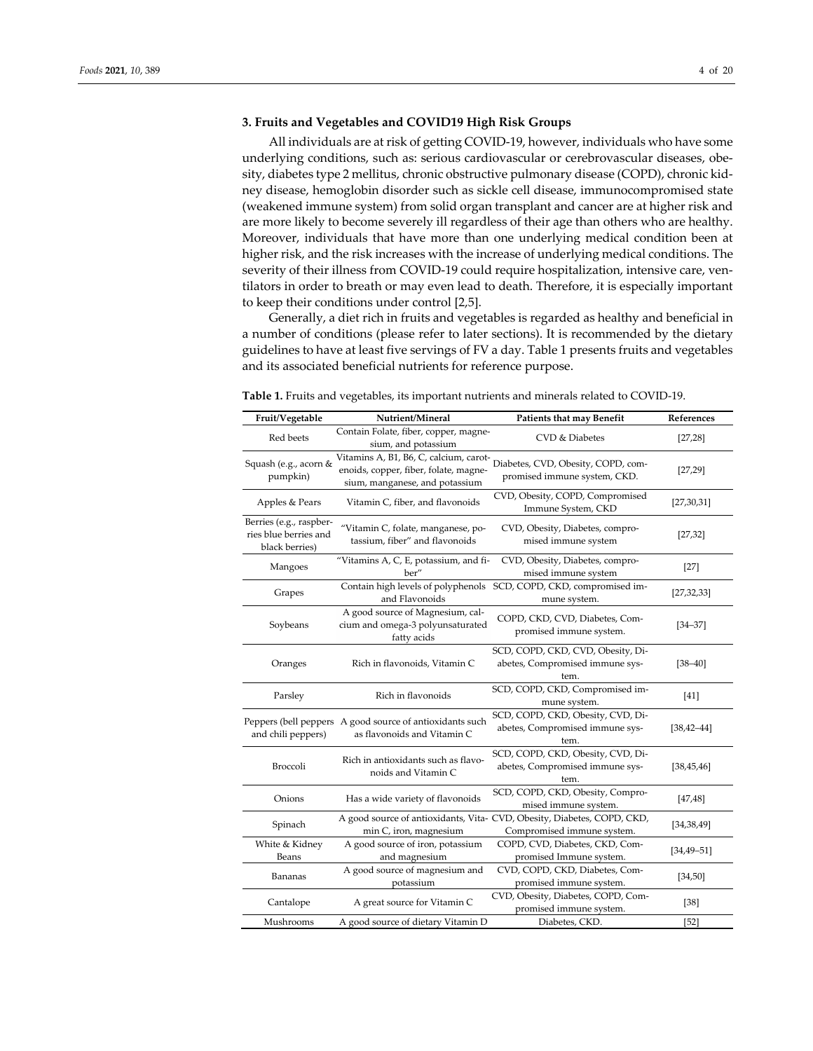## 3. Fruits and Vegetables and COVID19 High Risk Groups

All individuals are at risk of getting COVID-19, however, individuals who have some underlying conditions, such as: serious cardiovascular or cerebrovascular diseases, obesity, diabetes type 2 mellitus, chronic obstructive pulmonary disease (COPD), chronic kidney disease, hemoglobin disorder such as sickle cell disease, immunocompromised state (weakened immune system) from solid organ transplant and cancer are at higher risk and are more likely to become severely ill regardless of their age than others who are healthy. Moreover, individuals that have more than one underlying medical condition been at higher risk, and the risk increases with the increase of underlying medical conditions. The severity of their illness from COVID-19 could require hospitalization, intensive care, ventilators in order to breath or may even lead to death. Therefore, it is especially important to keep their conditions under control [2,5].

Generally, a diet rich in fruits and vegetables is regarded as healthy and beneficial in a number of conditions (please refer to later sections). It is recommended by the dietary guidelines to have at least five servings of FV a day. Table 1 presents fruits and vegetables and its associated beneficial nutrients for reference purpose.

**Table 1.** Fruits and vegetables, its important nutrients and minerals related to COVID-19.

| Fruit/Vegetable | Nutrient/Mineral | Patients that may Benefit | References |
|---|---|---|---|
| Red beets | Contain Folate, fiber, copper, magnesium, and potassium | CVD & Diabetes | [27,28] |
| Squash (e.g., acorn & pumpkin) | Vitamins A, B1, B6, C, calcium, carotenoids, copper, fiber, folate, magnesium, manganese, and potassium | Diabetes, CVD, Obesity, COPD, compromised immune system, CKD. | [27,29] |
| Apples & Pears | Vitamin C, fiber, and flavonoids | CVD, Obesity, COPD, Compromised Immune System, CKD | [27,30,31] |
| Berries (e.g., raspberries blue berries and black berries) | "Vitamin C, folate, manganese, potassium, fiber" and flavonoids | CVD, Obesity, Diabetes, compromised immune system | [27,32] |
| Mangoes | "Vitamins A, C, E, potassium, and fiber" | CVD, Obesity, Diabetes, compromised immune system | [27] |
| Grapes | Contain high levels of polyphenols and Flavonoids | SCD, COPD, CKD, compromised immune system. | [27,32,33] |
| Soybeans | A good source of Magnesium, calcium and omega-3 polyunsaturated fatty acids | COPD, CKD, CVD, Diabetes, Compromised immune system. | [34–37] |
| Oranges | Rich in flavonoids, Vitamin C | SCD, COPD, CKD, CVD, Obesity, Diabetes, Compromised immune system. | [38–40] |
| Parsley | Rich in flavonoids | SCD, COPD, CKD, Compromised immune system. | [41] |
| Peppers (bell peppers and chili peppers) | A good source of antioxidants such as flavonoids and Vitamin C | SCD, COPD, CKD, Obesity, CVD, Diabetes, Compromised immune system. | [38,42–44] |
| Broccoli | Rich in antioxidants such as flavonoids and Vitamin C | SCD, COPD, CKD, Obesity, CVD, Diabetes, Compromised immune system. | [38,45,46] |
| Onions | Has a wide variety of flavonoids | SCD, COPD, CKD, Obesity, Compromised immune system. | [47,48] |
| Spinach | A good source of antioxidants, Vitamin C, iron, magnesium | CVD, Obesity, Diabetes, COPD, CKD, Compromised immune system. | [34,38,49] |
| White & Kidney Beans | A good source of iron, potassium and magnesium | COPD, CVD, Diabetes, CKD, Compromised Immune system. | [34,49–51] |
| Bananas | A good source of magnesium and potassium | CVD, COPD, CKD, Diabetes, Compromised immune system. | [34,50] |
| Cantalope | A great source for Vitamin C | CVD, Obesity, Diabetes, COPD, Compromised immune system. | [38] |
| Mushrooms | A good source of dietary Vitamin D | Diabetes, CKD. | [52] |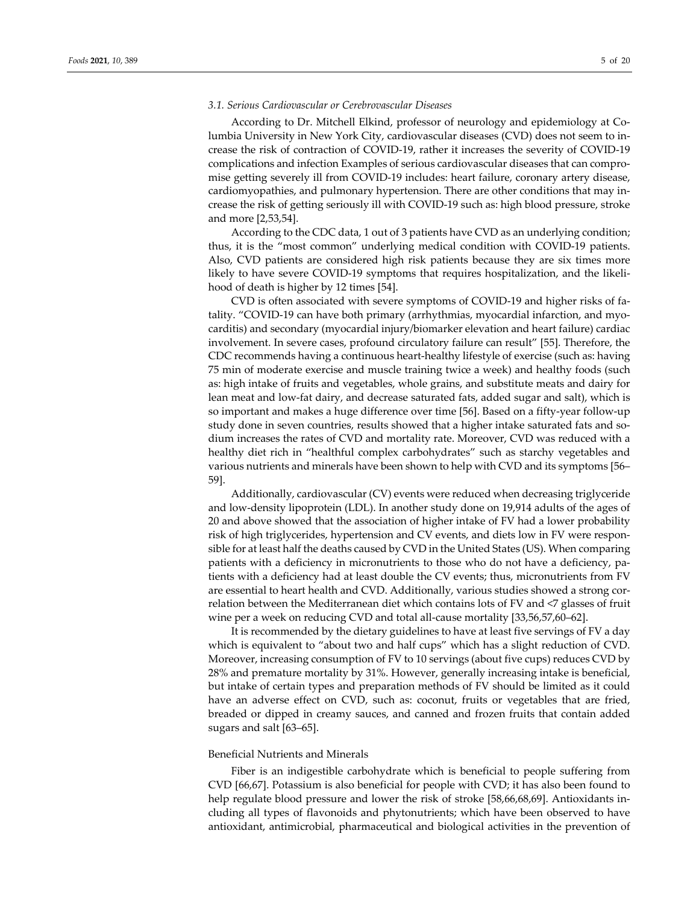### 3.1. Serious Cardiovascular or Cerebrovascular Diseases

According to Dr. Mitchell Elkind, professor of neurology and epidemiology at Columbia University in New York City, cardiovascular diseases (CVD) does not seem to increase the risk of contraction of COVID-19, rather it increases the severity of COVID-19 complications and infection Examples of serious cardiovascular diseases that can compromise getting severely ill from COVID-19 includes: heart failure, coronary artery disease, cardiomyopathies, and pulmonary hypertension. There are other conditions that may increase the risk of getting seriously ill with COVID-19 such as: high blood pressure, stroke and more [2,53,54].

According to the CDC data, 1 out of 3 patients have CVD as an underlying condition; thus, it is the "most common" underlying medical condition with COVID-19 patients. Also, CVD patients are considered high risk patients because they are six times more likely to have severe COVID-19 symptoms that requires hospitalization, and the likelihood of death is higher by 12 times [54].

CVD is often associated with severe symptoms of COVID-19 and higher risks of fatality. "COVID-19 can have both primary (arrhythmias, myocardial infarction, and myocarditis) and secondary (myocardial injury/biomarker elevation and heart failure) cardiac involvement. In severe cases, profound circulatory failure can result" [55]. Therefore, the CDC recommends having a continuous heart-healthy lifestyle of exercise (such as: having 75 min of moderate exercise and muscle training twice a week) and healthy foods (such as: high intake of fruits and vegetables, whole grains, and substitute meats and dairy for lean meat and low-fat dairy, and decrease saturated fats, added sugar and salt), which is so important and makes a huge difference over time [56]. Based on a fifty-year follow-up study done in seven countries, results showed that a higher intake saturated fats and sodium increases the rates of CVD and mortality rate. Moreover, CVD was reduced with a healthy diet rich in "healthful complex carbohydrates" such as starchy vegetables and various nutrients and minerals have been shown to help with CVD and its symptoms [56–59].

Additionally, cardiovascular (CV) events were reduced when decreasing triglyceride and low-density lipoprotein (LDL). In another study done on 19,914 adults of the ages of 20 and above showed that the association of higher intake of FV had a lower probability risk of high triglycerides, hypertension and CV events, and diets low in FV were responsible for at least half the deaths caused by CVD in the United States (US). When comparing patients with a deficiency in micronutrients to those who do not have a deficiency, patients with a deficiency had at least double the CV events; thus, micronutrients from FV are essential to heart health and CVD. Additionally, various studies showed a strong correlation between the Mediterranean diet which contains lots of FV and <7 glasses of fruit wine per a week on reducing CVD and total all-cause mortality [33,56,57,60–62].

It is recommended by the dietary guidelines to have at least five servings of FV a day which is equivalent to "about two and half cups" which has a slight reduction of CVD. Moreover, increasing consumption of FV to 10 servings (about five cups) reduces CVD by 28% and premature mortality by 31%. However, generally increasing intake is beneficial, but intake of certain types and preparation methods of FV should be limited as it could have an adverse effect on CVD, such as: coconut, fruits or vegetables that are fried, breaded or dipped in creamy sauces, and canned and frozen fruits that contain added sugars and salt [63–65].

#### Beneficial Nutrients and Minerals

Fiber is an indigestible carbohydrate which is beneficial to people suffering from CVD [66,67]. Potassium is also beneficial for people with CVD; it has also been found to help regulate blood pressure and lower the risk of stroke [58,66,68,69]. Antioxidants including all types of flavonoids and phytonutrients; which have been observed to have antioxidant, antimicrobial, pharmaceutical and biological activities in the prevention of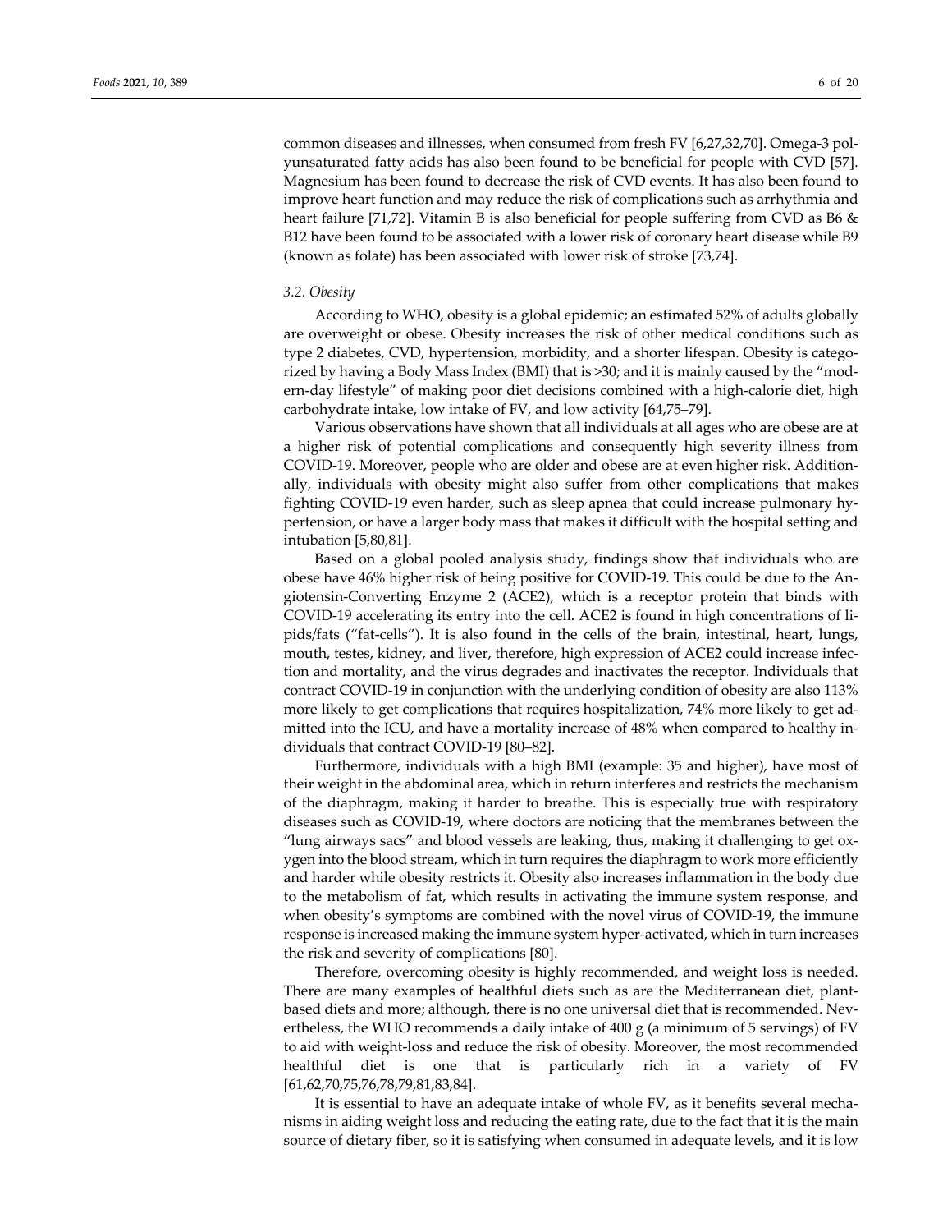common diseases and illnesses, when consumed from fresh FV [6,27,32,70]. Omega-3 polyunsaturated fatty acids has also been found to be beneficial for people with CVD [57]. Magnesium has been found to decrease the risk of CVD events. It has also been found to improve heart function and may reduce the risk of complications such as arrhythmia and heart failure [71,72]. Vitamin B is also beneficial for people suffering from CVD as B6 & B12 have been found to be associated with a lower risk of coronary heart disease while B9 (known as folate) has been associated with lower risk of stroke [73,74].

### *3.2. Obesity*

According to WHO, obesity is a global epidemic; an estimated 52% of adults globally are overweight or obese. Obesity increases the risk of other medical conditions such as type 2 diabetes, CVD, hypertension, morbidity, and a shorter lifespan. Obesity is categorized by having a Body Mass Index (BMI) that is >30; and it is mainly caused by the "modern-day lifestyle" of making poor diet decisions combined with a high-calorie diet, high carbohydrate intake, low intake of FV, and low activity [64,75–79].

Various observations have shown that all individuals at all ages who are obese are at a higher risk of potential complications and consequently high severity illness from COVID-19. Moreover, people who are older and obese are at even higher risk. Additionally, individuals with obesity might also suffer from other complications that makes fighting COVID-19 even harder, such as sleep apnea that could increase pulmonary hypertension, or have a larger body mass that makes it difficult with the hospital setting and intubation [5,80,81].

Based on a global pooled analysis study, findings show that individuals who are obese have 46% higher risk of being positive for COVID-19. This could be due to the Angiotensin-Converting Enzyme 2 (ACE2), which is a receptor protein that binds with COVID-19 accelerating its entry into the cell. ACE2 is found in high concentrations of lipids/fats ("fat-cells"). It is also found in the cells of the brain, intestinal, heart, lungs, mouth, testes, kidney, and liver, therefore, high expression of ACE2 could increase infection and mortality, and the virus degrades and inactivates the receptor. Individuals that contract COVID-19 in conjunction with the underlying condition of obesity are also 113% more likely to get complications that requires hospitalization, 74% more likely to get admitted into the ICU, and have a mortality increase of 48% when compared to healthy individuals that contract COVID-19 [80–82].

Furthermore, individuals with a high BMI (example: 35 and higher), have most of their weight in the abdominal area, which in return interferes and restricts the mechanism of the diaphragm, making it harder to breathe. This is especially true with respiratory diseases such as COVID-19, where doctors are noticing that the membranes between the "lung airways sacs" and blood vessels are leaking, thus, making it challenging to get oxygen into the blood stream, which in turn requires the diaphragm to work more efficiently and harder while obesity restricts it. Obesity also increases inflammation in the body due to the metabolism of fat, which results in activating the immune system response, and when obesity's symptoms are combined with the novel virus of COVID-19, the immune response is increased making the immune system hyper-activated, which in turn increases the risk and severity of complications [80].

Therefore, overcoming obesity is highly recommended, and weight loss is needed. There are many examples of healthful diets such as are the Mediterranean diet, plant-based diets and more; although, there is no one universal diet that is recommended. Nevertheless, the WHO recommends a daily intake of 400 g (a minimum of 5 servings) of FV to aid with weight-loss and reduce the risk of obesity. Moreover, the most recommended healthful diet is one that is particularly rich in a variety of FV [61,62,70,75,76,78,79,81,83,84].

It is essential to have an adequate intake of whole FV, as it benefits several mechanisms in aiding weight loss and reducing the eating rate, due to the fact that it is the main source of dietary fiber, so it is satisfying when consumed in adequate levels, and it is low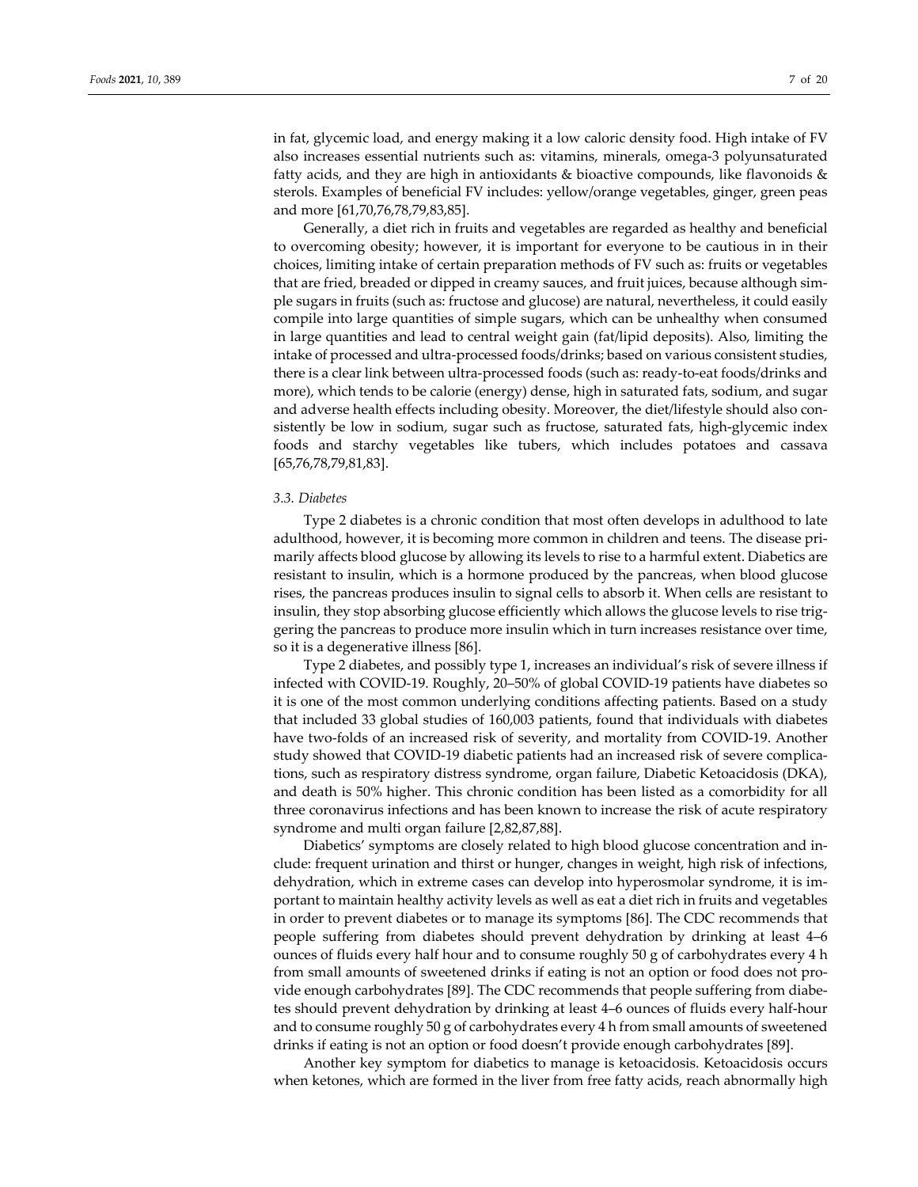in fat, glycemic load, and energy making it a low caloric density food. High intake of FV also increases essential nutrients such as: vitamins, minerals, omega-3 polyunsaturated fatty acids, and they are high in antioxidants & bioactive compounds, like flavonoids & sterols. Examples of beneficial FV includes: yellow/orange vegetables, ginger, green peas and more [61,70,76,78,79,83,85].

Generally, a diet rich in fruits and vegetables are regarded as healthy and beneficial to overcoming obesity; however, it is important for everyone to be cautious in in their choices, limiting intake of certain preparation methods of FV such as: fruits or vegetables that are fried, breaded or dipped in creamy sauces, and fruit juices, because although simple sugars in fruits (such as: fructose and glucose) are natural, nevertheless, it could easily compile into large quantities of simple sugars, which can be unhealthy when consumed in large quantities and lead to central weight gain (fat/lipid deposits). Also, limiting the intake of processed and ultra-processed foods/drinks; based on various consistent studies, there is a clear link between ultra-processed foods (such as: ready-to-eat foods/drinks and more), which tends to be calorie (energy) dense, high in saturated fats, sodium, and sugar and adverse health effects including obesity. Moreover, the diet/lifestyle should also consistently be low in sodium, sugar such as fructose, saturated fats, high-glycemic index foods and starchy vegetables like tubers, which includes potatoes and cassava [65,76,78,79,81,83].

### *3.3. Diabetes*

Type 2 diabetes is a chronic condition that most often develops in adulthood to late adulthood, however, it is becoming more common in children and teens. The disease primarily affects blood glucose by allowing its levels to rise to a harmful extent. Diabetics are resistant to insulin, which is a hormone produced by the pancreas, when blood glucose rises, the pancreas produces insulin to signal cells to absorb it. When cells are resistant to insulin, they stop absorbing glucose efficiently which allows the glucose levels to rise triggering the pancreas to produce more insulin which in turn increases resistance over time, so it is a degenerative illness [86].

Type 2 diabetes, and possibly type 1, increases an individual's risk of severe illness if infected with COVID-19. Roughly, 20–50% of global COVID-19 patients have diabetes so it is one of the most common underlying conditions affecting patients. Based on a study that included 33 global studies of 160,003 patients, found that individuals with diabetes have two-folds of an increased risk of severity, and mortality from COVID-19. Another study showed that COVID-19 diabetic patients had an increased risk of severe complications, such as respiratory distress syndrome, organ failure, Diabetic Ketoacidosis (DKA), and death is 50% higher. This chronic condition has been listed as a comorbidity for all three coronavirus infections and has been known to increase the risk of acute respiratory syndrome and multi organ failure [2,82,87,88].

Diabetics' symptoms are closely related to high blood glucose concentration and include: frequent urination and thirst or hunger, changes in weight, high risk of infections, dehydration, which in extreme cases can develop into hyperosmolar syndrome, it is important to maintain healthy activity levels as well as eat a diet rich in fruits and vegetables in order to prevent diabetes or to manage its symptoms [86]. The CDC recommends that people suffering from diabetes should prevent dehydration by drinking at least 4–6 ounces of fluids every half hour and to consume roughly 50 g of carbohydrates every 4 h from small amounts of sweetened drinks if eating is not an option or food does not provide enough carbohydrates [89]. The CDC recommends that people suffering from diabetes should prevent dehydration by drinking at least 4–6 ounces of fluids every half-hour and to consume roughly 50 g of carbohydrates every 4 h from small amounts of sweetened drinks if eating is not an option or food doesn't provide enough carbohydrates [89].

Another key symptom for diabetics to manage is ketoacidosis. Ketoacidosis occurs when ketones, which are formed in the liver from free fatty acids, reach abnormally high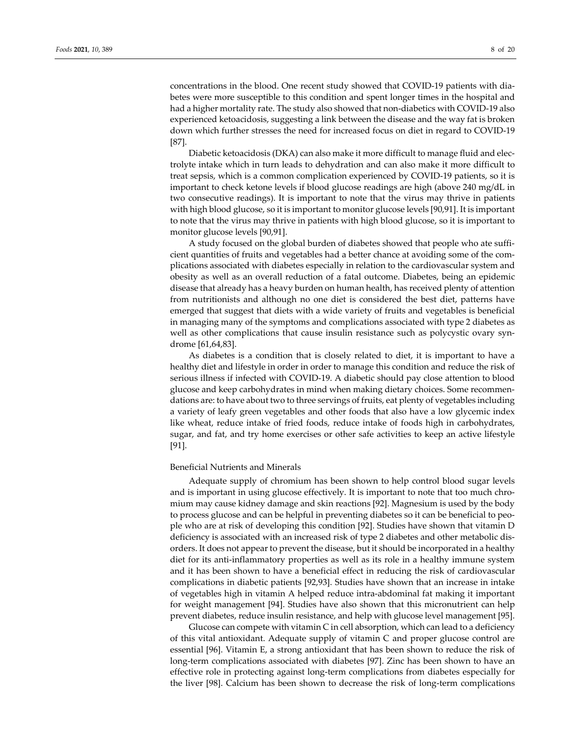concentrations in the blood. One recent study showed that COVID-19 patients with diabetes were more susceptible to this condition and spent longer times in the hospital and had a higher mortality rate. The study also showed that non-diabetics with COVID-19 also experienced ketoacidosis, suggesting a link between the disease and the way fat is broken down which further stresses the need for increased focus on diet in regard to COVID-19 [87].

Diabetic ketoacidosis (DKA) can also make it more difficult to manage fluid and electrolyte intake which in turn leads to dehydration and can also make it more difficult to treat sepsis, which is a common complication experienced by COVID-19 patients, so it is important to check ketone levels if blood glucose readings are high (above 240 mg/dL in two consecutive readings). It is important to note that the virus may thrive in patients with high blood glucose, so it is important to monitor glucose levels [90,91]. It is important to note that the virus may thrive in patients with high blood glucose, so it is important to monitor glucose levels [90,91].

A study focused on the global burden of diabetes showed that people who ate sufficient quantities of fruits and vegetables had a better chance at avoiding some of the complications associated with diabetes especially in relation to the cardiovascular system and obesity as well as an overall reduction of a fatal outcome. Diabetes, being an epidemic disease that already has a heavy burden on human health, has received plenty of attention from nutritionists and although no one diet is considered the best diet, patterns have emerged that suggest that diets with a wide variety of fruits and vegetables is beneficial in managing many of the symptoms and complications associated with type 2 diabetes as well as other complications that cause insulin resistance such as polycystic ovary syndrome [61,64,83].

As diabetes is a condition that is closely related to diet, it is important to have a healthy diet and lifestyle in order in order to manage this condition and reduce the risk of serious illness if infected with COVID-19. A diabetic should pay close attention to blood glucose and keep carbohydrates in mind when making dietary choices. Some recommendations are: to have about two to three servings of fruits, eat plenty of vegetables including a variety of leafy green vegetables and other foods that also have a low glycemic index like wheat, reduce intake of fried foods, reduce intake of foods high in carbohydrates, sugar, and fat, and try home exercises or other safe activities to keep an active lifestyle [91].

Beneficial Nutrients and Minerals

Adequate supply of chromium has been shown to help control blood sugar levels and is important in using glucose effectively. It is important to note that too much chromium may cause kidney damage and skin reactions [92]. Magnesium is used by the body to process glucose and can be helpful in preventing diabetes so it can be beneficial to people who are at risk of developing this condition [92]. Studies have shown that vitamin D deficiency is associated with an increased risk of type 2 diabetes and other metabolic disorders. It does not appear to prevent the disease, but it should be incorporated in a healthy diet for its anti-inflammatory properties as well as its role in a healthy immune system and it has been shown to have a beneficial effect in reducing the risk of cardiovascular complications in diabetic patients [92,93]. Studies have shown that an increase in intake of vegetables high in vitamin A helped reduce intra-abdominal fat making it important for weight management [94]. Studies have also shown that this micronutrient can help prevent diabetes, reduce insulin resistance, and help with glucose level management [95].

Glucose can compete with vitamin C in cell absorption, which can lead to a deficiency of this vital antioxidant. Adequate supply of vitamin C and proper glucose control are essential [96]. Vitamin E, a strong antioxidant that has been shown to reduce the risk of long-term complications associated with diabetes [97]. Zinc has been shown to have an effective role in protecting against long-term complications from diabetes especially for the liver [98]. Calcium has been shown to decrease the risk of long-term complications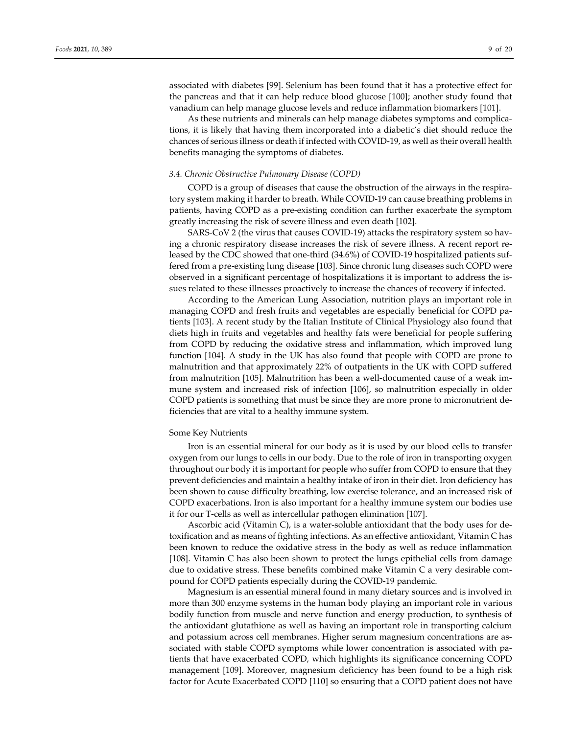associated with diabetes [99]. Selenium has been found that it has a protective effect for the pancreas and that it can help reduce blood glucose [100]; another study found that vanadium can help manage glucose levels and reduce inflammation biomarkers [101].

As these nutrients and minerals can help manage diabetes symptoms and complications, it is likely that having them incorporated into a diabetic's diet should reduce the chances of serious illness or death if infected with COVID-19, as well as their overall health benefits managing the symptoms of diabetes.

### *3.4. Chronic Obstructive Pulmonary Disease (COPD)*

COPD is a group of diseases that cause the obstruction of the airways in the respiratory system making it harder to breath. While COVID-19 can cause breathing problems in patients, having COPD as a pre-existing condition can further exacerbate the symptom greatly increasing the risk of severe illness and even death [102].

SARS-CoV 2 (the virus that causes COVID-19) attacks the respiratory system so having a chronic respiratory disease increases the risk of severe illness. A recent report released by the CDC showed that one-third (34.6%) of COVID-19 hospitalized patients suffered from a pre-existing lung disease [103]. Since chronic lung diseases such COPD were observed in a significant percentage of hospitalizations it is important to address the issues related to these illnesses proactively to increase the chances of recovery if infected.

According to the American Lung Association, nutrition plays an important role in managing COPD and fresh fruits and vegetables are especially beneficial for COPD patients [103]. A recent study by the Italian Institute of Clinical Physiology also found that diets high in fruits and vegetables and healthy fats were beneficial for people suffering from COPD by reducing the oxidative stress and inflammation, which improved lung function [104]. A study in the UK has also found that people with COPD are prone to malnutrition and that approximately 22% of outpatients in the UK with COPD suffered from malnutrition [105]. Malnutrition has been a well-documented cause of a weak immune system and increased risk of infection [106], so malnutrition especially in older COPD patients is something that must be since they are more prone to micronutrient deficiencies that are vital to a healthy immune system.

#### Some Key Nutrients

Iron is an essential mineral for our body as it is used by our blood cells to transfer oxygen from our lungs to cells in our body. Due to the role of iron in transporting oxygen throughout our body it is important for people who suffer from COPD to ensure that they prevent deficiencies and maintain a healthy intake of iron in their diet. Iron deficiency has been shown to cause difficulty breathing, low exercise tolerance, and an increased risk of COPD exacerbations. Iron is also important for a healthy immune system our bodies use it for our T-cells as well as intercellular pathogen elimination [107].

Ascorbic acid (Vitamin C), is a water-soluble antioxidant that the body uses for detoxification and as means of fighting infections. As an effective antioxidant, Vitamin C has been known to reduce the oxidative stress in the body as well as reduce inflammation [108]. Vitamin C has also been shown to protect the lungs epithelial cells from damage due to oxidative stress. These benefits combined make Vitamin C a very desirable compound for COPD patients especially during the COVID-19 pandemic.

Magnesium is an essential mineral found in many dietary sources and is involved in more than 300 enzyme systems in the human body playing an important role in various bodily function from muscle and nerve function and energy production, to synthesis of the antioxidant glutathione as well as having an important role in transporting calcium and potassium across cell membranes. Higher serum magnesium concentrations are associated with stable COPD symptoms while lower concentration is associated with patients that have exacerbated COPD, which highlights its significance concerning COPD management [109]. Moreover, magnesium deficiency has been found to be a high risk factor for Acute Exacerbated COPD [110] so ensuring that a COPD patient does not have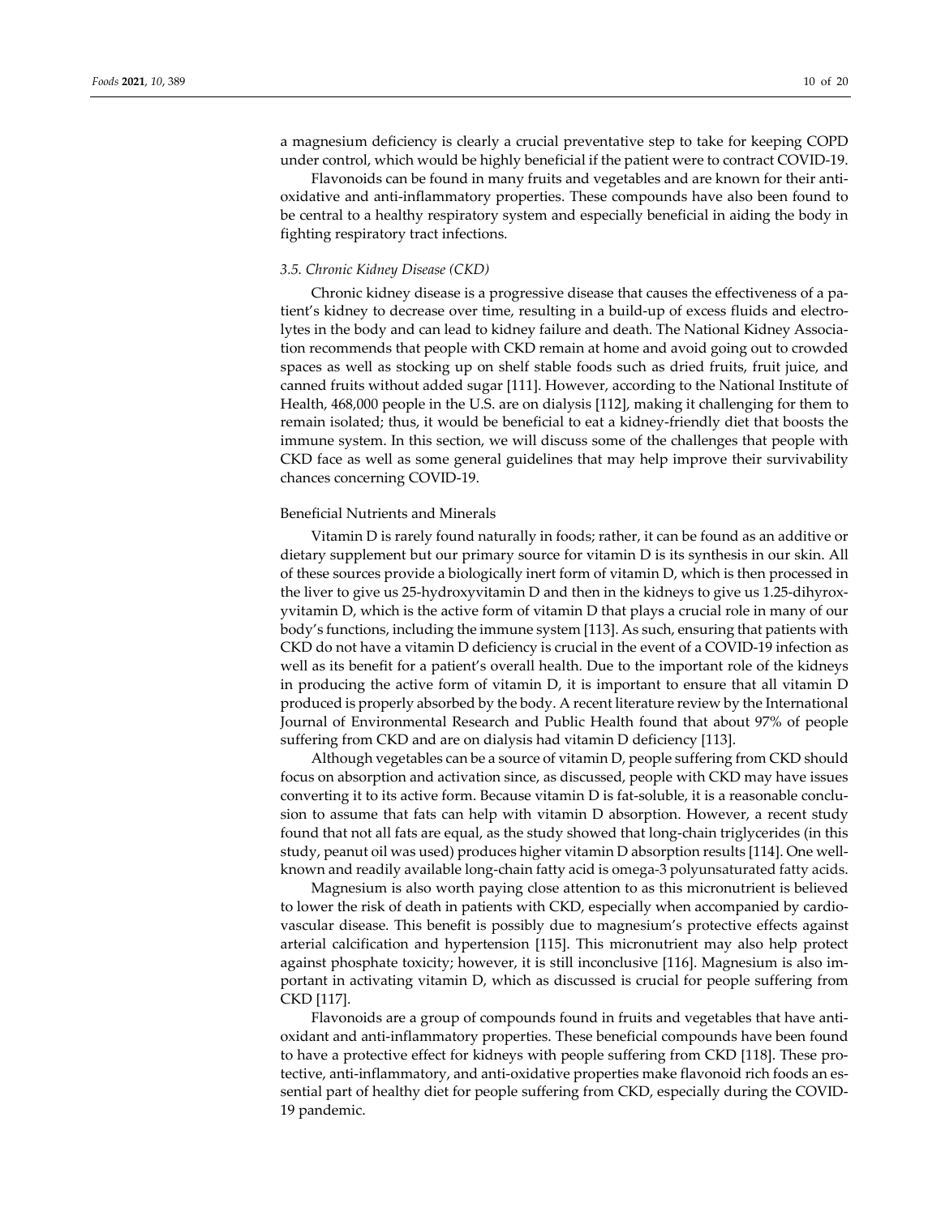a magnesium deficiency is clearly a crucial preventative step to take for keeping COPD under control, which would be highly beneficial if the patient were to contract COVID-19.

Flavonoids can be found in many fruits and vegetables and are known for their antioxidative and anti-inflammatory properties. These compounds have also been found to be central to a healthy respiratory system and especially beneficial in aiding the body in fighting respiratory tract infections.

### *3.5. Chronic Kidney Disease (CKD)*

Chronic kidney disease is a progressive disease that causes the effectiveness of a patient's kidney to decrease over time, resulting in a build-up of excess fluids and electrolytes in the body and can lead to kidney failure and death. The National Kidney Association recommends that people with CKD remain at home and avoid going out to crowded spaces as well as stocking up on shelf stable foods such as dried fruits, fruit juice, and canned fruits without added sugar [111]. However, according to the National Institute of Health, 468,000 people in the U.S. are on dialysis [112], making it challenging for them to remain isolated; thus, it would be beneficial to eat a kidney-friendly diet that boosts the immune system. In this section, we will discuss some of the challenges that people with CKD face as well as some general guidelines that may help improve their survivability chances concerning COVID-19.

#### Beneficial Nutrients and Minerals

Vitamin D is rarely found naturally in foods; rather, it can be found as an additive or dietary supplement but our primary source for vitamin D is its synthesis in our skin. All of these sources provide a biologically inert form of vitamin D, which is then processed in the liver to give us 25-hydroxyvitamin D and then in the kidneys to give us 1.25-dihyroxyvitamin D, which is the active form of vitamin D that plays a crucial role in many of our body's functions, including the immune system [113]. As such, ensuring that patients with CKD do not have a vitamin D deficiency is crucial in the event of a COVID-19 infection as well as its benefit for a patient's overall health. Due to the important role of the kidneys in producing the active form of vitamin D, it is important to ensure that all vitamin D produced is properly absorbed by the body. A recent literature review by the International Journal of Environmental Research and Public Health found that about 97% of people suffering from CKD and are on dialysis had vitamin D deficiency [113].

Although vegetables can be a source of vitamin D, people suffering from CKD should focus on absorption and activation since, as discussed, people with CKD may have issues converting it to its active form. Because vitamin D is fat-soluble, it is a reasonable conclusion to assume that fats can help with vitamin D absorption. However, a recent study found that not all fats are equal, as the study showed that long-chain triglycerides (in this study, peanut oil was used) produces higher vitamin D absorption results [114]. One well-known and readily available long-chain fatty acid is omega-3 polyunsaturated fatty acids.

Magnesium is also worth paying close attention to as this micronutrient is believed to lower the risk of death in patients with CKD, especially when accompanied by cardiovascular disease. This benefit is possibly due to magnesium's protective effects against arterial calcification and hypertension [115]. This micronutrient may also help protect against phosphate toxicity; however, it is still inconclusive [116]. Magnesium is also important in activating vitamin D, which as discussed is crucial for people suffering from CKD [117].

Flavonoids are a group of compounds found in fruits and vegetables that have antioxidant and anti-inflammatory properties. These beneficial compounds have been found to have a protective effect for kidneys with people suffering from CKD [118]. These protective, anti-inflammatory, and anti-oxidative properties make flavonoid rich foods an essential part of healthy diet for people suffering from CKD, especially during the COVID-19 pandemic.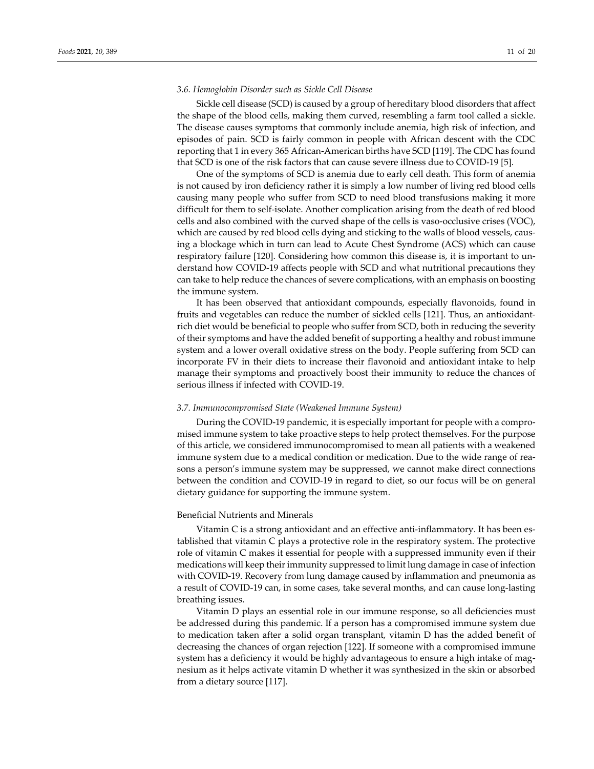### 3.6. Hemoglobin Disorder such as Sickle Cell Disease

Sickle cell disease (SCD) is caused by a group of hereditary blood disorders that affect the shape of the blood cells, making them curved, resembling a farm tool called a sickle. The disease causes symptoms that commonly include anemia, high risk of infection, and episodes of pain. SCD is fairly common in people with African descent with the CDC reporting that 1 in every 365 African-American births have SCD [119]. The CDC has found that SCD is one of the risk factors that can cause severe illness due to COVID-19 [5].

One of the symptoms of SCD is anemia due to early cell death. This form of anemia is not caused by iron deficiency rather it is simply a low number of living red blood cells causing many people who suffer from SCD to need blood transfusions making it more difficult for them to self-isolate. Another complication arising from the death of red blood cells and also combined with the curved shape of the cells is vaso-occlusive crises (VOC), which are caused by red blood cells dying and sticking to the walls of blood vessels, causing a blockage which in turn can lead to Acute Chest Syndrome (ACS) which can cause respiratory failure [120]. Considering how common this disease is, it is important to understand how COVID-19 affects people with SCD and what nutritional precautions they can take to help reduce the chances of severe complications, with an emphasis on boosting the immune system.

It has been observed that antioxidant compounds, especially flavonoids, found in fruits and vegetables can reduce the number of sickled cells [121]. Thus, an antioxidant-rich diet would be beneficial to people who suffer from SCD, both in reducing the severity of their symptoms and have the added benefit of supporting a healthy and robust immune system and a lower overall oxidative stress on the body. People suffering from SCD can incorporate FV in their diets to increase their flavonoid and antioxidant intake to help manage their symptoms and proactively boost their immunity to reduce the chances of serious illness if infected with COVID-19.

### 3.7. Immunocompromised State (Weakened Immune System)

During the COVID-19 pandemic, it is especially important for people with a compromised immune system to take proactive steps to help protect themselves. For the purpose of this article, we considered immunocompromised to mean all patients with a weakened immune system due to a medical condition or medication. Due to the wide range of reasons a person's immune system may be suppressed, we cannot make direct connections between the condition and COVID-19 in regard to diet, so our focus will be on general dietary guidance for supporting the immune system.

#### Beneficial Nutrients and Minerals

Vitamin C is a strong antioxidant and an effective anti-inflammatory. It has been established that vitamin C plays a protective role in the respiratory system. The protective role of vitamin C makes it essential for people with a suppressed immunity even if their medications will keep their immunity suppressed to limit lung damage in case of infection with COVID-19. Recovery from lung damage caused by inflammation and pneumonia as a result of COVID-19 can, in some cases, take several months, and can cause long-lasting breathing issues.

Vitamin D plays an essential role in our immune response, so all deficiencies must be addressed during this pandemic. If a person has a compromised immune system due to medication taken after a solid organ transplant, vitamin D has the added benefit of decreasing the chances of organ rejection [122]. If someone with a compromised immune system has a deficiency it would be highly advantageous to ensure a high intake of magnesium as it helps activate vitamin D whether it was synthesized in the skin or absorbed from a dietary source [117].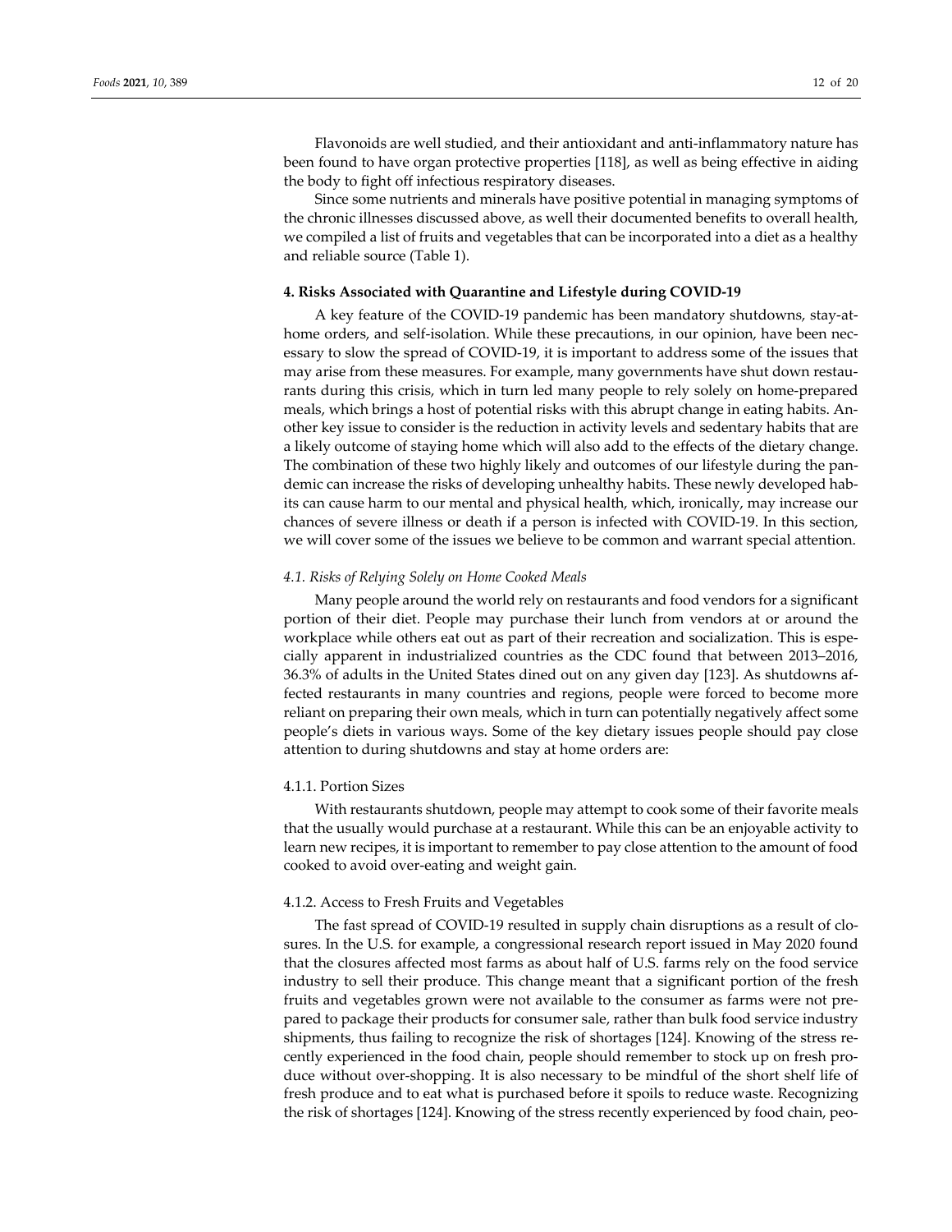Flavonoids are well studied, and their antioxidant and anti-inflammatory nature has been found to have organ protective properties [118], as well as being effective in aiding the body to fight off infectious respiratory diseases.

Since some nutrients and minerals have positive potential in managing symptoms of the chronic illnesses discussed above, as well their documented benefits to overall health, we compiled a list of fruits and vegetables that can be incorporated into a diet as a healthy and reliable source (Table 1).

## 4. Risks Associated with Quarantine and Lifestyle during COVID-19

A key feature of the COVID-19 pandemic has been mandatory shutdowns, stay-at-home orders, and self-isolation. While these precautions, in our opinion, have been necessary to slow the spread of COVID-19, it is important to address some of the issues that may arise from these measures. For example, many governments have shut down restaurants during this crisis, which in turn led many people to rely solely on home-prepared meals, which brings a host of potential risks with this abrupt change in eating habits. Another key issue to consider is the reduction in activity levels and sedentary habits that are a likely outcome of staying home which will also add to the effects of the dietary change. The combination of these two highly likely and outcomes of our lifestyle during the pandemic can increase the risks of developing unhealthy habits. These newly developed habits can cause harm to our mental and physical health, which, ironically, may increase our chances of severe illness or death if a person is infected with COVID-19. In this section, we will cover some of the issues we believe to be common and warrant special attention.

### *4.1. Risks of Relying Solely on Home Cooked Meals*

Many people around the world rely on restaurants and food vendors for a significant portion of their diet. People may purchase their lunch from vendors at or around the workplace while others eat out as part of their recreation and socialization. This is especially apparent in industrialized countries as the CDC found that between 2013–2016, 36.3% of adults in the United States dined out on any given day [123]. As shutdowns affected restaurants in many countries and regions, people were forced to become more reliant on preparing their own meals, which in turn can potentially negatively affect some people's diets in various ways. Some of the key dietary issues people should pay close attention to during shutdowns and stay at home orders are:

#### 4.1.1. Portion Sizes

With restaurants shutdown, people may attempt to cook some of their favorite meals that the usually would purchase at a restaurant. While this can be an enjoyable activity to learn new recipes, it is important to remember to pay close attention to the amount of food cooked to avoid over-eating and weight gain.

#### 4.1.2. Access to Fresh Fruits and Vegetables

The fast spread of COVID-19 resulted in supply chain disruptions as a result of closures. In the U.S. for example, a congressional research report issued in May 2020 found that the closures affected most farms as about half of U.S. farms rely on the food service industry to sell their produce. This change meant that a significant portion of the fresh fruits and vegetables grown were not available to the consumer as farms were not prepared to package their products for consumer sale, rather than bulk food service industry shipments, thus failing to recognize the risk of shortages [124]. Knowing of the stress recently experienced in the food chain, people should remember to stock up on fresh produce without over-shopping. It is also necessary to be mindful of the short shelf life of fresh produce and to eat what is purchased before it spoils to reduce waste. Recognizing the risk of shortages [124]. Knowing of the stress recently experienced by food chain, peo-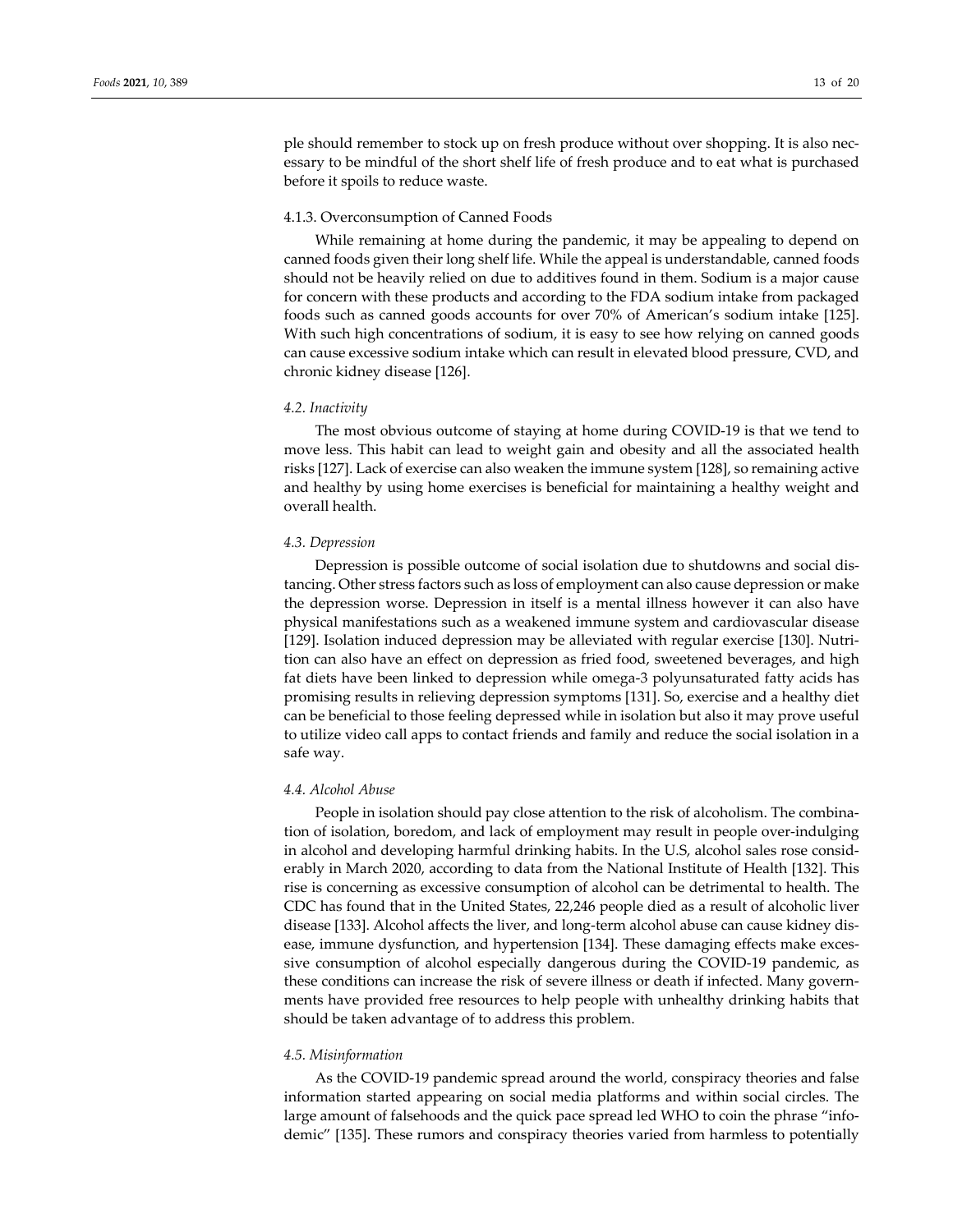ple should remember to stock up on fresh produce without over shopping. It is also necessary to be mindful of the short shelf life of fresh produce and to eat what is purchased before it spoils to reduce waste.

#### 4.1.3. Overconsumption of Canned Foods

While remaining at home during the pandemic, it may be appealing to depend on canned foods given their long shelf life. While the appeal is understandable, canned foods should not be heavily relied on due to additives found in them. Sodium is a major cause for concern with these products and according to the FDA sodium intake from packaged foods such as canned goods accounts for over 70% of American's sodium intake [125]. With such high concentrations of sodium, it is easy to see how relying on canned goods can cause excessive sodium intake which can result in elevated blood pressure, CVD, and chronic kidney disease [126].

### *4.2. Inactivity*

The most obvious outcome of staying at home during COVID-19 is that we tend to move less. This habit can lead to weight gain and obesity and all the associated health risks [127]. Lack of exercise can also weaken the immune system [128], so remaining active and healthy by using home exercises is beneficial for maintaining a healthy weight and overall health.

### *4.3. Depression*

Depression is possible outcome of social isolation due to shutdowns and social distancing. Other stress factors such as loss of employment can also cause depression or make the depression worse. Depression in itself is a mental illness however it can also have physical manifestations such as a weakened immune system and cardiovascular disease [129]. Isolation induced depression may be alleviated with regular exercise [130]. Nutrition can also have an effect on depression as fried food, sweetened beverages, and high fat diets have been linked to depression while omega-3 polyunsaturated fatty acids has promising results in relieving depression symptoms [131]. So, exercise and a healthy diet can be beneficial to those feeling depressed while in isolation but also it may prove useful to utilize video call apps to contact friends and family and reduce the social isolation in a safe way.

### *4.4. Alcohol Abuse*

People in isolation should pay close attention to the risk of alcoholism. The combination of isolation, boredom, and lack of employment may result in people over-indulging in alcohol and developing harmful drinking habits. In the U.S, alcohol sales rose considerably in March 2020, according to data from the National Institute of Health [132]. This rise is concerning as excessive consumption of alcohol can be detrimental to health. The CDC has found that in the United States, 22,246 people died as a result of alcoholic liver disease [133]. Alcohol affects the liver, and long-term alcohol abuse can cause kidney disease, immune dysfunction, and hypertension [134]. These damaging effects make excessive consumption of alcohol especially dangerous during the COVID-19 pandemic, as these conditions can increase the risk of severe illness or death if infected. Many governments have provided free resources to help people with unhealthy drinking habits that should be taken advantage of to address this problem.

### *4.5. Misinformation*

As the COVID-19 pandemic spread around the world, conspiracy theories and false information started appearing on social media platforms and within social circles. The large amount of falsehoods and the quick pace spread led WHO to coin the phrase "infodemic" [135]. These rumors and conspiracy theories varied from harmless to potentially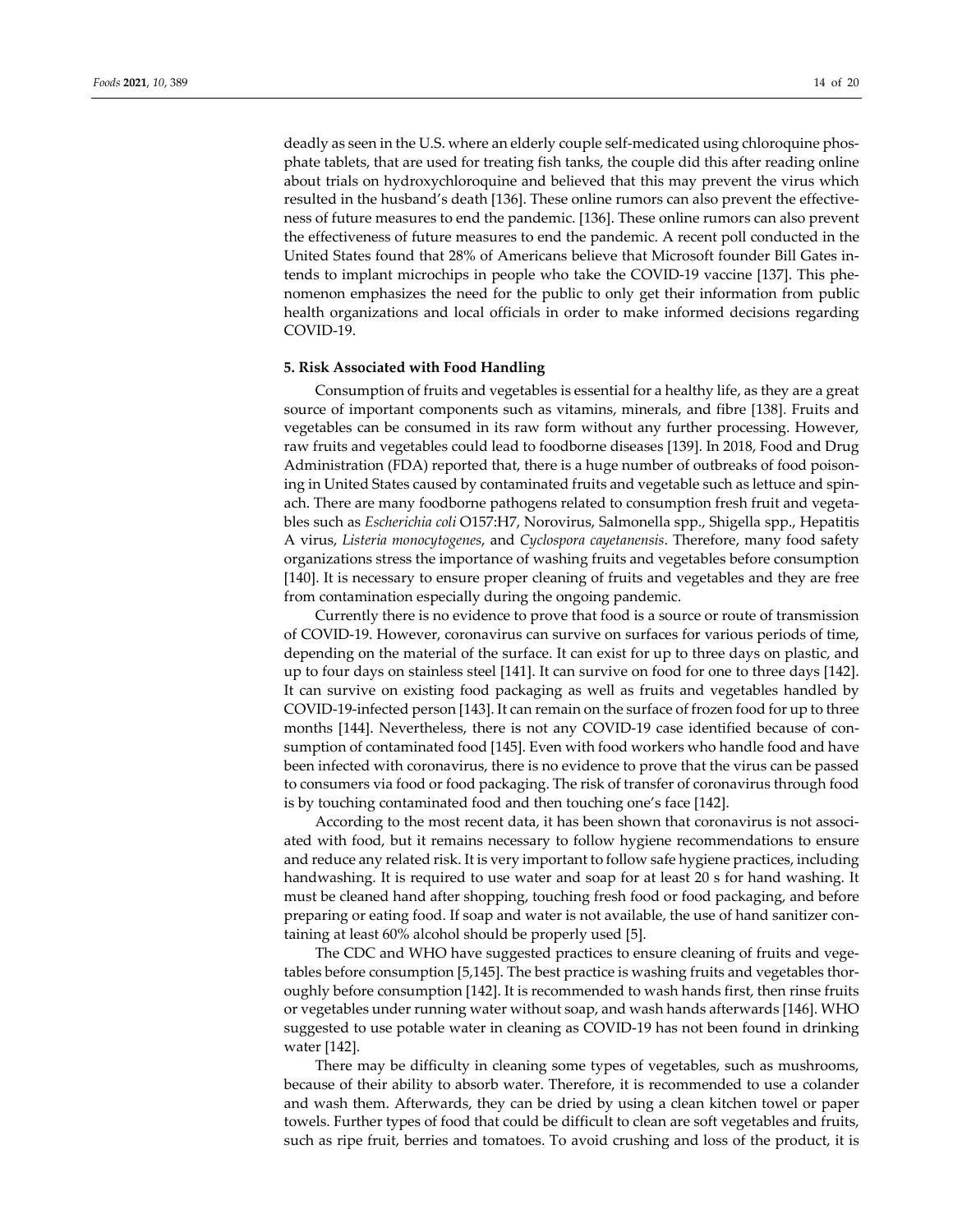deadly as seen in the U.S. where an elderly couple self-medicated using chloroquine phosphate tablets, that are used for treating fish tanks, the couple did this after reading online about trials on hydroxychloroquine and believed that this may prevent the virus which resulted in the husband's death [136]. These online rumors can also prevent the effectiveness of future measures to end the pandemic. [136]. These online rumors can also prevent the effectiveness of future measures to end the pandemic. A recent poll conducted in the United States found that 28% of Americans believe that Microsoft founder Bill Gates intends to implant microchips in people who take the COVID-19 vaccine [137]. This phenomenon emphasizes the need for the public to only get their information from public health organizations and local officials in order to make informed decisions regarding COVID-19.

## 5. Risk Associated with Food Handling

Consumption of fruits and vegetables is essential for a healthy life, as they are a great source of important components such as vitamins, minerals, and fibre [138]. Fruits and vegetables can be consumed in its raw form without any further processing. However, raw fruits and vegetables could lead to foodborne diseases [139]. In 2018, Food and Drug Administration (FDA) reported that, there is a huge number of outbreaks of food poisoning in United States caused by contaminated fruits and vegetable such as lettuce and spinach. There are many foodborne pathogens related to consumption fresh fruit and vegetables such as *Escherichia coli* O157:H7, Norovirus, Salmonella spp., Shigella spp., Hepatitis A virus, *Listeria monocytogenes*, and *Cyclospora cayetanensis*. Therefore, many food safety organizations stress the importance of washing fruits and vegetables before consumption [140]. It is necessary to ensure proper cleaning of fruits and vegetables and they are free from contamination especially during the ongoing pandemic.

Currently there is no evidence to prove that food is a source or route of transmission of COVID-19. However, coronavirus can survive on surfaces for various periods of time, depending on the material of the surface. It can exist for up to three days on plastic, and up to four days on stainless steel [141]. It can survive on food for one to three days [142]. It can survive on existing food packaging as well as fruits and vegetables handled by COVID-19-infected person [143]. It can remain on the surface of frozen food for up to three months [144]. Nevertheless, there is not any COVID-19 case identified because of consumption of contaminated food [145]. Even with food workers who handle food and have been infected with coronavirus, there is no evidence to prove that the virus can be passed to consumers via food or food packaging. The risk of transfer of coronavirus through food is by touching contaminated food and then touching one's face [142].

According to the most recent data, it has been shown that coronavirus is not associated with food, but it remains necessary to follow hygiene recommendations to ensure and reduce any related risk. It is very important to follow safe hygiene practices, including handwashing. It is required to use water and soap for at least 20 s for hand washing. It must be cleaned hand after shopping, touching fresh food or food packaging, and before preparing or eating food. If soap and water is not available, the use of hand sanitizer containing at least 60% alcohol should be properly used [5].

The CDC and WHO have suggested practices to ensure cleaning of fruits and vegetables before consumption [5,145]. The best practice is washing fruits and vegetables thoroughly before consumption [142]. It is recommended to wash hands first, then rinse fruits or vegetables under running water without soap, and wash hands afterwards [146]. WHO suggested to use potable water in cleaning as COVID-19 has not been found in drinking water [142].

There may be difficulty in cleaning some types of vegetables, such as mushrooms, because of their ability to absorb water. Therefore, it is recommended to use a colander and wash them. Afterwards, they can be dried by using a clean kitchen towel or paper towels. Further types of food that could be difficult to clean are soft vegetables and fruits, such as ripe fruit, berries and tomatoes. To avoid crushing and loss of the product, it is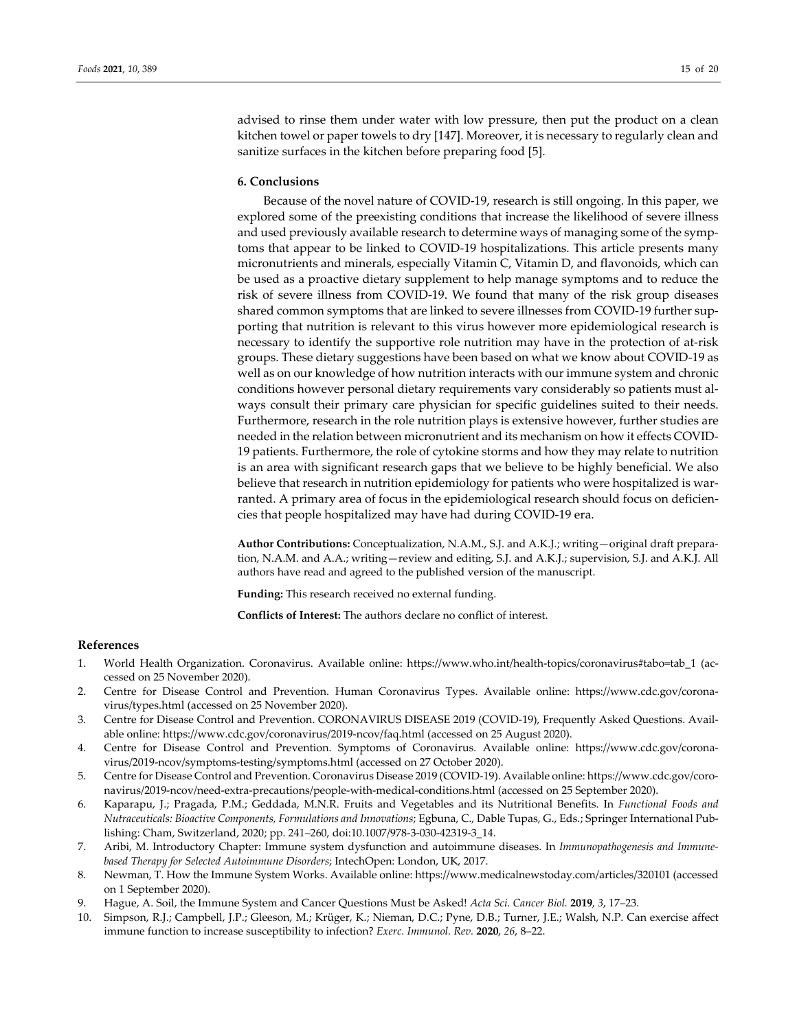advised to rinse them under water with low pressure, then put the product on a clean kitchen towel or paper towels to dry [147]. Moreover, it is necessary to regularly clean and sanitize surfaces in the kitchen before preparing food [5].

## 6. Conclusions

Because of the novel nature of COVID-19, research is still ongoing. In this paper, we explored some of the preexisting conditions that increase the likelihood of severe illness and used previously available research to determine ways of managing some of the symptoms that appear to be linked to COVID-19 hospitalizations. This article presents many micronutrients and minerals, especially Vitamin C, Vitamin D, and flavonoids, which can be used as a proactive dietary supplement to help manage symptoms and to reduce the risk of severe illness from COVID-19. We found that many of the risk group diseases shared common symptoms that are linked to severe illnesses from COVID-19 further supporting that nutrition is relevant to this virus however more epidemiological research is necessary to identify the supportive role nutrition may have in the protection of at-risk groups. These dietary suggestions have been based on what we know about COVID-19 as well as on our knowledge of how nutrition interacts with our immune system and chronic conditions however personal dietary requirements vary considerably so patients must always consult their primary care physician for specific guidelines suited to their needs. Furthermore, research in the role nutrition plays is extensive however, further studies are needed in the relation between micronutrient and its mechanism on how it effects COVID-19 patients. Furthermore, the role of cytokine storms and how they may relate to nutrition is an area with significant research gaps that we believe to be highly beneficial. We also believe that research in nutrition epidemiology for patients who were hospitalized is warranted. A primary area of focus in the epidemiological research should focus on deficiencies that people hospitalized may have had during COVID-19 era.

**Author Contributions:** Conceptualization, N.A.M., S.J. and A.K.J.; writing—original draft preparation, N.A.M. and A.A.; writing—review and editing, S.J. and A.K.J.; supervision, S.J. and A.K.J. All authors have read and agreed to the published version of the manuscript.

**Funding:** This research received no external funding.

**Conflicts of Interest:** The authors declare no conflict of interest.

## References

1. World Health Organization. Coronavirus. Available online: https://www.who.int/health-topics/coronavirus#tabo=tab_1 (accessed on 25 November 2020).
2. Centre for Disease Control and Prevention. Human Coronavirus Types. Available online: https://www.cdc.gov/coronavirus/types.html (accessed on 25 November 2020).
3. Centre for Disease Control and Prevention. CORONAVIRUS DISEASE 2019 (COVID-19), Frequently Asked Questions. Available online: https://www.cdc.gov/coronavirus/2019-ncov/faq.html (accessed on 25 August 2020).
4. Centre for Disease Control and Prevention. Symptoms of Coronavirus. Available online: https://www.cdc.gov/coronavirus/2019-ncov/symptoms-testing/symptoms.html (accessed on 27 October 2020).
5. Centre for Disease Control and Prevention. Coronavirus Disease 2019 (COVID-19). Available online: https://www.cdc.gov/coronavirus/2019-ncov/need-extra-precautions/people-with-medical-conditions.html (accessed on 25 September 2020).
6. Kaparapu, J.; Pragada, P.M.; Geddada, M.N.R. Fruits and Vegetables and its Nutritional Benefits. In *Functional Foods and Nutraceuticals: Bioactive Components, Formulations and Innovations*; Egbuna, C., Dable Tupas, G., Eds.; Springer International Publishing: Cham, Switzerland, 2020; pp. 241–260, doi:10.1007/978-3-030-42319-3_14.
7. Aribi, M. Introductory Chapter: Immune system dysfunction and autoimmune diseases. In *Immunopathogenesis and Immune-based Therapy for Selected Autoimmune Disorders*; IntechOpen: London, UK, 2017.
8. Newman, T. How the Immune System Works. Available online: https://www.medicalnewstoday.com/articles/320101 (accessed on 1 September 2020).
9. Hague, A. Soil, the Immune System and Cancer Questions Must be Asked! *Acta Sci. Cancer Biol.* **2019**, *3*, 17–23.
10. Simpson, R.J.; Campbell, J.P.; Gleeson, M.; Krüger, K.; Nieman, D.C.; Pyne, D.B.; Turner, J.E.; Walsh, N.P. Can exercise affect immune function to increase susceptibility to infection? *Exerc. Immunol. Rev.* **2020**, *26*, 8–22.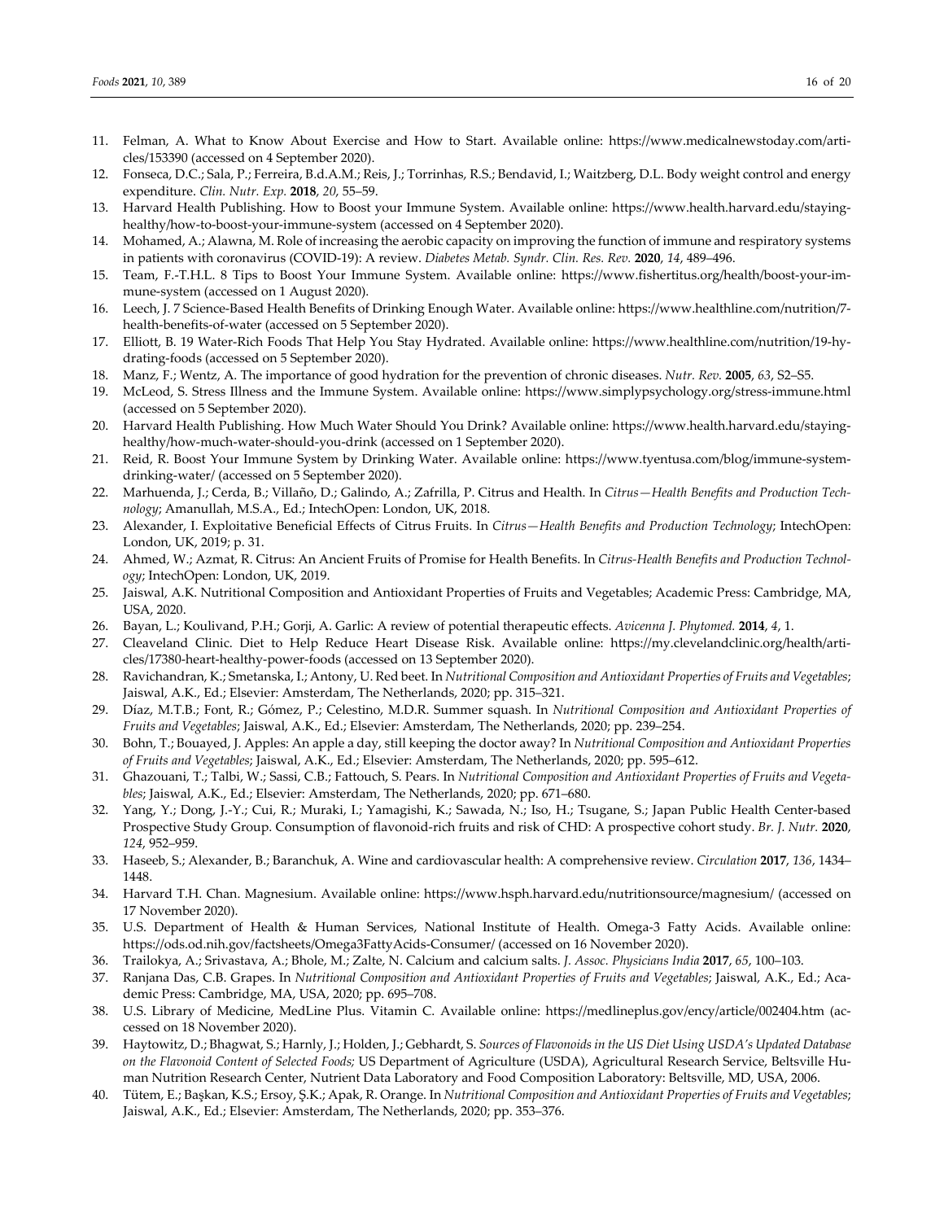11. Felman, A. What to Know About Exercise and How to Start. Available online: https://www.medicalnewstoday.com/articles/153390 (accessed on 4 September 2020).
12. Fonseca, D.C.; Sala, P.; Ferreira, B.d.A.M.; Reis, J.; Torrinhas, R.S.; Bendavid, I.; Waitzberg, D.L. Body weight control and energy expenditure. *Clin. Nutr. Exp.* **2018**, *20*, 55–59.
13. Harvard Health Publishing. How to Boost your Immune System. Available online: https://www.health.harvard.edu/staying-healthy/how-to-boost-your-immune-system (accessed on 4 September 2020).
14. Mohamed, A.; Alawna, M. Role of increasing the aerobic capacity on improving the function of immune and respiratory systems in patients with coronavirus (COVID-19): A review. *Diabetes Metab. Syndr. Clin. Res. Rev.* **2020**, *14*, 489–496.
15. Team, F.-T.H.L. 8 Tips to Boost Your Immune System. Available online: https://www.fishertitus.org/health/boost-your-immune-system (accessed on 1 August 2020).
16. Leech, J. 7 Science-Based Health Benefits of Drinking Enough Water. Available online: https://www.healthline.com/nutrition/7-health-benefits-of-water (accessed on 5 September 2020).
17. Elliott, B. 19 Water-Rich Foods That Help You Stay Hydrated. Available online: https://www.healthline.com/nutrition/19-hydrating-foods (accessed on 5 September 2020).
18. Manz, F.; Wentz, A. The importance of good hydration for the prevention of chronic diseases. *Nutr. Rev.* **2005**, *63*, S2–S5.
19. McLeod, S. Stress Illness and the Immune System. Available online: https://www.simplypsychology.org/stress-immune.html (accessed on 5 September 2020).
20. Harvard Health Publishing. How Much Water Should You Drink? Available online: https://www.health.harvard.edu/staying-healthy/how-much-water-should-you-drink (accessed on 1 September 2020).
21. Reid, R. Boost Your Immune System by Drinking Water. Available online: https://www.tyentusa.com/blog/immune-system-drinking-water/ (accessed on 5 September 2020).
22. Marhuenda, J.; Cerda, B.; Villaño, D.; Galindo, A.; Zafrilla, P. Citrus and Health. In *Citrus—Health Benefits and Production Technology*; Amanullah, M.S.A., Ed.; IntechOpen: London, UK, 2018.
23. Alexander, I. Exploitative Beneficial Effects of Citrus Fruits. In *Citrus—Health Benefits and Production Technology*; IntechOpen: London, UK, 2019; p. 31.
24. Ahmed, W.; Azmat, R. Citrus: An Ancient Fruits of Promise for Health Benefits. In *Citrus-Health Benefits and Production Technology*; IntechOpen: London, UK, 2019.
25. Jaiswal, A.K. Nutritional Composition and Antioxidant Properties of Fruits and Vegetables; Academic Press: Cambridge, MA, USA, 2020.
26. Bayan, L.; Koulivand, P.H.; Gorji, A. Garlic: A review of potential therapeutic effects. *Avicenna J. Phytomed.* **2014**, *4*, 1.
27. Cleaveland Clinic. Diet to Help Reduce Heart Disease Risk. Available online: https://my.clevelandclinic.org/health/articles/17380-heart-healthy-power-foods (accessed on 13 September 2020).
28. Ravichandran, K.; Smetanska, I.; Antony, U. Red beet. In *Nutritional Composition and Antioxidant Properties of Fruits and Vegetables*; Jaiswal, A.K., Ed.; Elsevier: Amsterdam, The Netherlands, 2020; pp. 315–321.
29. Díaz, M.T.B.; Font, R.; Gómez, P.; Celestino, M.D.R. Summer squash. In *Nutritional Composition and Antioxidant Properties of Fruits and Vegetables*; Jaiswal, A.K., Ed.; Elsevier: Amsterdam, The Netherlands, 2020; pp. 239–254.
30. Bohn, T.; Bouayed, J. Apples: An apple a day, still keeping the doctor away? In *Nutritional Composition and Antioxidant Properties of Fruits and Vegetables*; Jaiswal, A.K., Ed.; Elsevier: Amsterdam, The Netherlands, 2020; pp. 595–612.
31. Ghazouani, T.; Talbi, W.; Sassi, C.B.; Fattouch, S. Pears. In *Nutritional Composition and Antioxidant Properties of Fruits and Vegetables*; Jaiswal, A.K., Ed.; Elsevier: Amsterdam, The Netherlands, 2020; pp. 671–680.
32. Yang, Y.; Dong, J.-Y.; Cui, R.; Muraki, I.; Yamagishi, K.; Sawada, N.; Iso, H.; Tsugane, S.; Japan Public Health Center-based Prospective Study Group. Consumption of flavonoid-rich fruits and risk of CHD: A prospective cohort study. *Br. J. Nutr.* **2020**, *124*, 952–959.
33. Haseeb, S.; Alexander, B.; Baranchuk, A. Wine and cardiovascular health: A comprehensive review. *Circulation* **2017**, *136*, 1434–1448.
34. Harvard T.H. Chan. Magnesium. Available online: https://www.hsph.harvard.edu/nutritionsource/magnesium/ (accessed on 17 November 2020).
35. U.S. Department of Health & Human Services, National Institute of Health. Omega-3 Fatty Acids. Available online: https://ods.od.nih.gov/factsheets/Omega3FattyAcids-Consumer/ (accessed on 16 November 2020).
36. Trailokya, A.; Srivastava, A.; Bhole, M.; Zalte, N. Calcium and calcium salts. *J. Assoc. Physicians India* **2017**, *65*, 100–103.
37. Ranjana Das, C.B. Grapes. In *Nutritional Composition and Antioxidant Properties of Fruits and Vegetables*; Jaiswal, A.K., Ed.; Academic Press: Cambridge, MA, USA, 2020; pp. 695–708.
38. U.S. Library of Medicine, MedLine Plus. Vitamin C. Available online: https://medlineplus.gov/ency/article/002404.htm (accessed on 18 November 2020).
39. Haytowitz, D.; Bhagwat, S.; Harnly, J.; Holden, J.; Gebhardt, S. *Sources of Flavonoids in the US Diet Using USDA's Updated Database on the Flavonoid Content of Selected Foods;* US Department of Agriculture (USDA), Agricultural Research Service, Beltsville Human Nutrition Research Center, Nutrient Data Laboratory and Food Composition Laboratory: Beltsville, MD, USA, 2006.
40. Tütem, E.; Başkan, K.S.; Ersoy, Ş.K.; Apak, R. Orange. In *Nutritional Composition and Antioxidant Properties of Fruits and Vegetables*; Jaiswal, A.K., Ed.; Elsevier: Amsterdam, The Netherlands, 2020; pp. 353–376.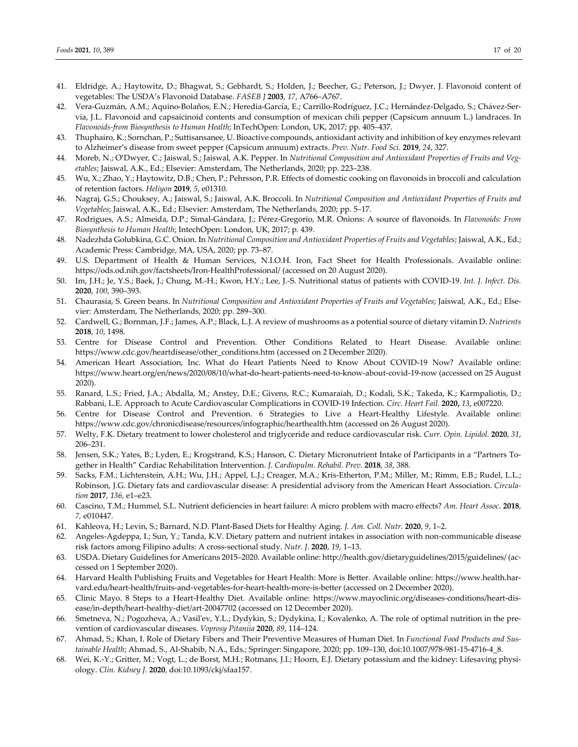41. Eldridge, A.; Haytowitz, D.; Bhagwat, S.; Gebhardt, S.; Holden, J.; Beecher, G.; Peterson, J.; Dwyer, J. Flavonoid content of vegetables: The USDA's Flavonoid Database. *FASEB J* **2003**, *17*, A766–A767.
42. Vera-Guzmán, A.M.; Aquino-Bolaños, E.N.; Heredia-García, E.; Carrillo-Rodríguez, J.C.; Hernández-Delgado, S.; Chávez-Servia, J.L. Flavonoid and capsaicinoid contents and consumption of mexican chili pepper (Capsicum annuum L.) landraces. In *Flavonoids-from Biosynthesis to Human Health*; InTechOpen: London, UK, 2017; pp. 405–437.
43. Thuphairo, K.; Sornchan, P.; Suttisansanee, U. Bioactive compounds, antioxidant activity and inhibition of key enzymes relevant to Alzheimer's disease from sweet pepper (Capsicum annuum) extracts. *Prev. Nutr. Food Sci.* **2019**, *24*, 327.
44. Moreb, N.; O'Dwyer, C.; Jaiswal, S.; Jaiswal, A.K. Pepper. In *Nutritional Composition and Antioxidant Properties of Fruits and Vegetables*; Jaiswal, A.K., Ed.; Elsevier: Amsterdam, The Netherlands, 2020; pp. 223–238.
45. Wu, X.; Zhao, Y.; Haytowitz, D.B.; Chen, P.; Pehrsson, P.R. Effects of domestic cooking on flavonoids in broccoli and calculation of retention factors. *Heliyon* **2019**, *5*, e01310.
46. Nagraj, G.S.; Chouksey, A.; Jaiswal, S.; Jaiswal, A.K. Broccoli. In *Nutritional Composition and Antioxidant Properties of Fruits and Vegetables*; Jaiswal, A.K., Ed.; Elsevier: Amsterdam, The Netherlands, 2020; pp. 5–17.
47. Rodrigues, A.S.; Almeida, D.P.; Simal-Gándara, J.; Pérez-Gregorio, M.R. Onions: A source of flavonoids. In *Flavonoids: From Biosynthesis to Human Health*; IntechOpen: London, UK, 2017; p. 439.
48. Nadezhda Golubkina, G.C. Onion. In *Nutritional Composition and Antioxidant Properties of Fruits and Vegetables*; Jaiswal, A.K., Ed.; Academic Press: Cambridge, MA, USA, 2020; pp. 73–87.
49. U.S. Department of Health & Human Services, N.I.O.H. Iron, Fact Sheet for Health Professionals. Available online: https://ods.od.nih.gov/factsheets/Iron-HealthProfessional/ (accessed on 20 August 2020).
50. Im, J.H.; Je, Y.S.; Baek, J.; Chung, M.-H.; Kwon, H.Y.; Lee, J.-S. Nutritional status of patients with COVID-19. *Int. J. Infect. Dis.* **2020**, *100*, 390–393.
51. Chaurasia, S. Green beans. In *Nutritional Composition and Antioxidant Properties of Fruits and Vegetables*; Jaiswal, A.K., Ed.; Elsevier: Amsterdam, The Netherlands, 2020; pp. 289–300.
52. Cardwell, G.; Bornman, J.F.; James, A.P.; Black, L.J. A review of mushrooms as a potential source of dietary vitamin D. *Nutrients* **2018**, *10*, 1498.
53. Centre for Disease Control and Prevention. Other Conditions Related to Heart Disease. Available online: https://www.cdc.gov/heartdisease/other_conditions.htm (accessed on 2 December 2020).
54. American Heart Association, Inc. What do Heart Patients Need to Know About COVID-19 Now? Available online: https://www.heart.org/en/news/2020/08/10/what-do-heart-patients-need-to-know-about-covid-19-now (accessed on 25 August 2020).
55. Ranard, L.S.; Fried, J.A.; Abdalla, M.; Anstey, D.E.; Givens, R.C.; Kumaraiah, D.; Kodali, S.K.; Takeda, K.; Karmpaliotis, D.; Rabbani, L.E. Approach to Acute Cardiovascular Complications in COVID-19 Infection. *Circ. Heart Fail.* **2020**, *13*, e007220.
56. Centre for Disease Control and Prevention. 6 Strategies to Live a Heart-Healthy Lifestyle. Available online: https://www.cdc.gov/chronicdisease/resources/infographic/hearthealth.htm (accessed on 26 August 2020).
57. Welty, F.K. Dietary treatment to lower cholesterol and triglyceride and reduce cardiovascular risk. *Curr. Opin. Lipidol.* **2020**, *31*, 206–231.
58. Jensen, S.K.; Yates, B.; Lyden, E.; Krogstrand, K.S.; Hanson, C. Dietary Micronutrient Intake of Participants in a "Partners Together in Health" Cardiac Rehabilitation Intervention. *J. Cardiopulm. Rehabil. Prev.* **2018**, *38*, 388.
59. Sacks, F.M.; Lichtenstein, A.H.; Wu, J.H.; Appel, L.J.; Creager, M.A.; Kris-Etherton, P.M.; Miller, M.; Rimm, E.B.; Rudel, L.L.; Robinson, J.G. Dietary fats and cardiovascular disease: A presidential advisory from the American Heart Association. *Circulation* **2017**, *136*, e1–e23.
60. Cascino, T.M.; Hummel, S.L. Nutrient deficiencies in heart failure: A micro problem with macro effects? *Am. Heart Assoc*. **2018**, *7*, e010447.
61. Kahleova, H.; Levin, S.; Barnard, N.D. Plant-Based Diets for Healthy Aging. *J. Am. Coll. Nutr.* **2020**, *9*, 1–2.
62. Angeles-Agdeppa, I.; Sun, Y.; Tanda, K.V. Dietary pattern and nutrient intakes in association with non-communicable disease risk factors among Filipino adults: A cross-sectional study. *Nutr. J.* **2020**, *19*, 1–13.
63. USDA. Dietary Guidelines for Americans 2015–2020. Available online: http://health.gov/dietaryguidelines/2015/guidelines/ (accessed on 1 September 2020).
64. Harvard Health Publishing Fruits and Vegetables for Heart Health: More is Better. Available online: https://www.health.harvard.edu/heart-health/fruits-and-vegetables-for-heart-health-more-is-better (accessed on 2 December 2020).
65. Clinic Mayo. 8 Steps to a Heart-Healthy Diet. Available online: https://www.mayoclinic.org/diseases-conditions/heart-disease/in-depth/heart-healthy-diet/art-20047702 (accessed on 12 December 2020).
66. Smetneva, N.; Pogozheva, A.; Vasil'ev, Y.L.; Dydykin, S.; Dydykina, I.; Kovalenko, A. The role of optimal nutrition in the prevention of cardiovascular diseases. *Voprosy Pitaniia* **2020**, *89*, 114–124.
67. Ahmad, S.; Khan, I. Role of Dietary Fibers and Their Preventive Measures of Human Diet. In *Functional Food Products and Sustainable Health*; Ahmad, S., Al-Shabib, N.A., Eds.; Springer: Singapore, 2020; pp. 109–130, doi:10.1007/978-981-15-4716-4_8.
68. Wei, K.-Y.; Gritter, M.; Vogt, L.; de Borst, M.H.; Rotmans, J.I.; Hoorn, E.J. Dietary potassium and the kidney: Lifesaving physiology. *Clin. Kidney J.* **2020**, doi:10.1093/ckj/sfaa157.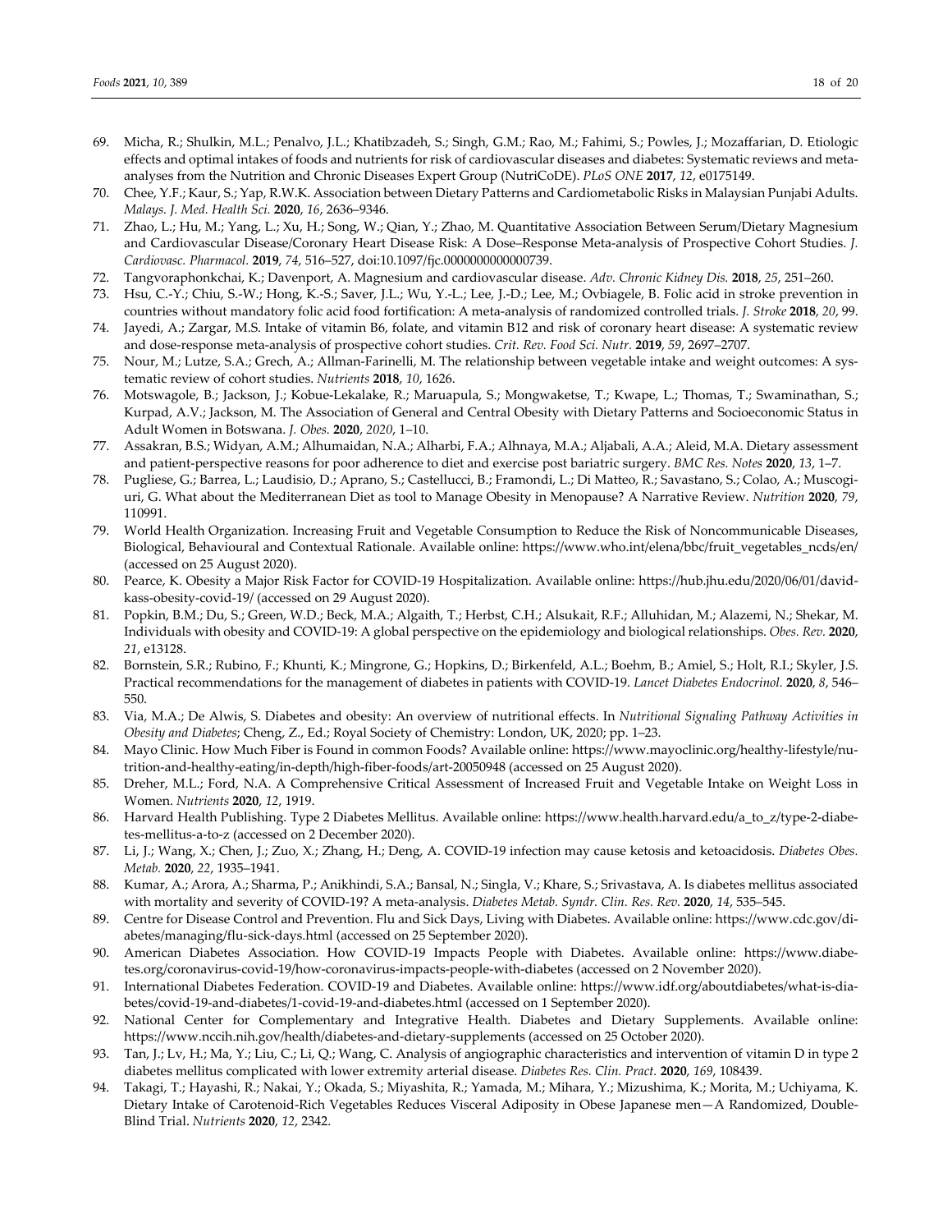69. Micha, R.; Shulkin, M.L.; Penalvo, J.L.; Khatibzadeh, S.; Singh, G.M.; Rao, M.; Fahimi, S.; Powles, J.; Mozaffarian, D. Etiologic effects and optimal intakes of foods and nutrients for risk of cardiovascular diseases and diabetes: Systematic reviews and meta-analyses from the Nutrition and Chronic Diseases Expert Group (NutriCoDE). *PLoS ONE* **2017**, *12*, e0175149.
70. Chee, Y.F.; Kaur, S.; Yap, R.W.K. Association between Dietary Patterns and Cardiometabolic Risks in Malaysian Punjabi Adults. *Malays. J. Med. Health Sci.* **2020**, *16*, 2636–9346.
71. Zhao, L.; Hu, M.; Yang, L.; Xu, H.; Song, W.; Qian, Y.; Zhao, M. Quantitative Association Between Serum/Dietary Magnesium and Cardiovascular Disease/Coronary Heart Disease Risk: A Dose–Response Meta-analysis of Prospective Cohort Studies. *J. Cardiovasc. Pharmacol.* **2019**, *74*, 516–527, doi:10.1097/fjc.0000000000000739.
72. Tangvoraphonkchai, K.; Davenport, A. Magnesium and cardiovascular disease. *Adv. Chronic Kidney Dis.* **2018**, *25*, 251–260.
73. Hsu, C.-Y.; Chiu, S.-W.; Hong, K.-S.; Saver, J.L.; Wu, Y.-L.; Lee, J.-D.; Lee, M.; Ovbiagele, B. Folic acid in stroke prevention in countries without mandatory folic acid food fortification: A meta-analysis of randomized controlled trials. *J. Stroke* **2018**, *20*, 99.
74. Jayedi, A.; Zargar, M.S. Intake of vitamin B6, folate, and vitamin B12 and risk of coronary heart disease: A systematic review and dose-response meta-analysis of prospective cohort studies. *Crit. Rev. Food Sci. Nutr.* **2019**, *59*, 2697–2707.
75. Nour, M.; Lutze, S.A.; Grech, A.; Allman-Farinelli, M. The relationship between vegetable intake and weight outcomes: A systematic review of cohort studies. *Nutrients* **2018**, *10*, 1626.
76. Motswagole, B.; Jackson, J.; Kobue-Lekalake, R.; Maruapula, S.; Mongwaketse, T.; Kwape, L.; Thomas, T.; Swaminathan, S.; Kurpad, A.V.; Jackson, M. The Association of General and Central Obesity with Dietary Patterns and Socioeconomic Status in Adult Women in Botswana. *J. Obes.* **2020**, *2020*, 1–10.
77. Assakran, B.S.; Widyan, A.M.; Alhumaidan, N.A.; Alharbi, F.A.; Alhnaya, M.A.; Aljabali, A.A.; Aleid, M.A. Dietary assessment and patient-perspective reasons for poor adherence to diet and exercise post bariatric surgery. *BMC Res. Notes* **2020**, *13*, 1–7.
78. Pugliese, G.; Barrea, L.; Laudisio, D.; Aprano, S.; Castellucci, B.; Framondi, L.; Di Matteo, R.; Savastano, S.; Colao, A.; Muscogiuri, G. What about the Mediterranean Diet as tool to Manage Obesity in Menopause? A Narrative Review. *Nutrition* **2020**, *79*, 110991.
79. World Health Organization. Increasing Fruit and Vegetable Consumption to Reduce the Risk of Noncommunicable Diseases, Biological, Behavioural and Contextual Rationale. Available online: https://www.who.int/elena/bbc/fruit_vegetables_ncds/en/ (accessed on 25 August 2020).
80. Pearce, K. Obesity a Major Risk Factor for COVID-19 Hospitalization. Available online: https://hub.jhu.edu/2020/06/01/david-kass-obesity-covid-19/ (accessed on 29 August 2020).
81. Popkin, B.M.; Du, S.; Green, W.D.; Beck, M.A.; Algaith, T.; Herbst, C.H.; Alsukait, R.F.; Alluhidan, M.; Alazemi, N.; Shekar, M. Individuals with obesity and COVID-19: A global perspective on the epidemiology and biological relationships. *Obes. Rev.* **2020**, *21*, e13128.
82. Bornstein, S.R.; Rubino, F.; Khunti, K.; Mingrone, G.; Hopkins, D.; Birkenfeld, A.L.; Boehm, B.; Amiel, S.; Holt, R.I.; Skyler, J.S. Practical recommendations for the management of diabetes in patients with COVID-19. *Lancet Diabetes Endocrinol.* **2020**, *8*, 546–550.
83. Via, M.A.; De Alwis, S. Diabetes and obesity: An overview of nutritional effects. In *Nutritional Signaling Pathway Activities in Obesity and Diabetes*; Cheng, Z., Ed.; Royal Society of Chemistry: London, UK, 2020; pp. 1–23.
84. Mayo Clinic. How Much Fiber is Found in common Foods? Available online: https://www.mayoclinic.org/healthy-lifestyle/nutrition-and-healthy-eating/in-depth/high-fiber-foods/art-20050948 (accessed on 25 August 2020).
85. Dreher, M.L.; Ford, N.A. A Comprehensive Critical Assessment of Increased Fruit and Vegetable Intake on Weight Loss in Women. *Nutrients* **2020**, *12*, 1919.
86. Harvard Health Publishing. Type 2 Diabetes Mellitus. Available online: https://www.health.harvard.edu/a_to_z/type-2-diabetes-mellitus-a-to-z (accessed on 2 December 2020).
87. Li, J.; Wang, X.; Chen, J.; Zuo, X.; Zhang, H.; Deng, A. COVID-19 infection may cause ketosis and ketoacidosis. *Diabetes Obes. Metab.* **2020**, *22*, 1935–1941.
88. Kumar, A.; Arora, A.; Sharma, P.; Anikhindi, S.A.; Bansal, N.; Singla, V.; Khare, S.; Srivastava, A. Is diabetes mellitus associated with mortality and severity of COVID-19? A meta-analysis. *Diabetes Metab. Syndr. Clin. Res. Rev.* **2020**, *14*, 535–545.
89. Centre for Disease Control and Prevention. Flu and Sick Days, Living with Diabetes. Available online: https://www.cdc.gov/diabetes/managing/flu-sick-days.html (accessed on 25 September 2020).
90. American Diabetes Association. How COVID-19 Impacts People with Diabetes. Available online: https://www.diabetes.org/coronavirus-covid-19/how-coronavirus-impacts-people-with-diabetes (accessed on 2 November 2020).
91. International Diabetes Federation. COVID-19 and Diabetes. Available online: https://www.idf.org/aboutdiabetes/what-is-diabetes/covid-19-and-diabetes/1-covid-19-and-diabetes.html (accessed on 1 September 2020).
92. National Center for Complementary and Integrative Health. Diabetes and Dietary Supplements. Available online: https://www.nccih.nih.gov/health/diabetes-and-dietary-supplements (accessed on 25 October 2020).
93. Tan, J.; Lv, H.; Ma, Y.; Liu, C.; Li, Q.; Wang, C. Analysis of angiographic characteristics and intervention of vitamin D in type 2 diabetes mellitus complicated with lower extremity arterial disease. *Diabetes Res. Clin. Pract.* **2020**, *169*, 108439.
94. Takagi, T.; Hayashi, R.; Nakai, Y.; Okada, S.; Miyashita, R.; Yamada, M.; Mihara, Y.; Mizushima, K.; Morita, M.; Uchiyama, K. Dietary Intake of Carotenoid-Rich Vegetables Reduces Visceral Adiposity in Obese Japanese men—A Randomized, Double-Blind Trial. *Nutrients* **2020**, *12*, 2342.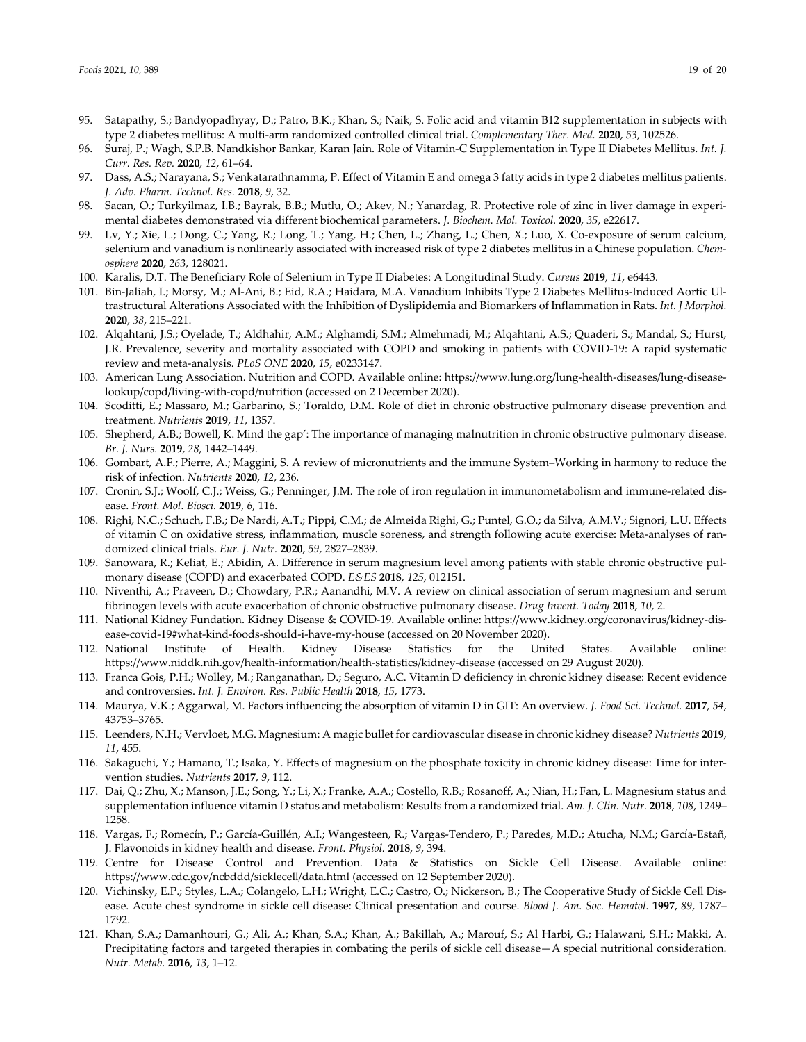95. Satapathy, S.; Bandyopadhyay, D.; Patro, B.K.; Khan, S.; Naik, S. Folic acid and vitamin B12 supplementation in subjects with type 2 diabetes mellitus: A multi-arm randomized controlled clinical trial. *Complementary Ther. Med.* **2020**, *53*, 102526.
96. Suraj, P.; Wagh, S.P.B. Nandkishor Bankar, Karan Jain. Role of Vitamin-C Supplementation in Type II Diabetes Mellitus. *Int. J. Curr. Res. Rev.* **2020**, *12*, 61–64.
97. Dass, A.S.; Narayana, S.; Venkatarathnamma, P. Effect of Vitamin E and omega 3 fatty acids in type 2 diabetes mellitus patients. *J. Adv. Pharm. Technol. Res.* **2018**, *9*, 32.
98. Sacan, O.; Turkyilmaz, I.B.; Bayrak, B.B.; Mutlu, O.; Akev, N.; Yanardag, R. Protective role of zinc in liver damage in experimental diabetes demonstrated via different biochemical parameters. *J. Biochem. Mol. Toxicol.* **2020**, *35*, e22617.
99. Lv, Y.; Xie, L.; Dong, C.; Yang, R.; Long, T.; Yang, H.; Chen, L.; Zhang, L.; Chen, X.; Luo, X. Co-exposure of serum calcium, selenium and vanadium is nonlinearly associated with increased risk of type 2 diabetes mellitus in a Chinese population. *Chemosphere* **2020**, *263*, 128021.
100. Karalis, D.T. The Beneficiary Role of Selenium in Type II Diabetes: A Longitudinal Study. *Cureus* **2019**, *11*, e6443.
101. Bin-Jaliah, I.; Morsy, M.; Al-Ani, B.; Eid, R.A.; Haidara, M.A. Vanadium Inhibits Type 2 Diabetes Mellitus-Induced Aortic Ultrastructural Alterations Associated with the Inhibition of Dyslipidemia and Biomarkers of Inflammation in Rats. *Int. J Morphol.* **2020**, *38*, 215–221.
102. Alqahtani, J.S.; Oyelade, T.; Aldhahir, A.M.; Alghamdi, S.M.; Almehmadi, M.; Alqahtani, A.S.; Quaderi, S.; Mandal, S.; Hurst, J.R. Prevalence, severity and mortality associated with COPD and smoking in patients with COVID-19: A rapid systematic review and meta-analysis. *PLoS ONE* **2020**, *15*, e0233147.
103. American Lung Association. Nutrition and COPD. Available online: https://www.lung.org/lung-health-diseases/lung-disease-lookup/copd/living-with-copd/nutrition (accessed on 2 December 2020).
104. Scoditti, E.; Massaro, M.; Garbarino, S.; Toraldo, D.M. Role of diet in chronic obstructive pulmonary disease prevention and treatment. *Nutrients* **2019**, *11*, 1357.
105. Shepherd, A.B.; Bowell, K. Mind the gap': The importance of managing malnutrition in chronic obstructive pulmonary disease. *Br. J. Nurs.* **2019**, *28*, 1442–1449.
106. Gombart, A.F.; Pierre, A.; Maggini, S. A review of micronutrients and the immune System–Working in harmony to reduce the risk of infection. *Nutrients* **2020**, *12*, 236.
107. Cronin, S.J.; Woolf, C.J.; Weiss, G.; Penninger, J.M. The role of iron regulation in immunometabolism and immune-related disease. *Front. Mol. Biosci.* **2019**, *6*, 116.
108. Righi, N.C.; Schuch, F.B.; De Nardi, A.T.; Pippi, C.M.; de Almeida Righi, G.; Puntel, G.O.; da Silva, A.M.V.; Signori, L.U. Effects of vitamin C on oxidative stress, inflammation, muscle soreness, and strength following acute exercise: Meta-analyses of randomized clinical trials. *Eur. J. Nutr.* **2020**, *59*, 2827–2839.
109. Sanowara, R.; Keliat, E.; Abidin, A. Difference in serum magnesium level among patients with stable chronic obstructive pulmonary disease (COPD) and exacerbated COPD. *E&ES* **2018**, *125*, 012151.
110. Niventhi, A.; Praveen, D.; Chowdary, P.R.; Aanandhi, M.V. A review on clinical association of serum magnesium and serum fibrinogen levels with acute exacerbation of chronic obstructive pulmonary disease. *Drug Invent. Today* **2018**, *10*, 2.
111. National Kidney Fundation. Kidney Disease & COVID-19. Available online: https://www.kidney.org/coronavirus/kidney-disease-covid-19#what-kind-foods-should-i-have-my-house (accessed on 20 November 2020).
112. National Institute of Health. Kidney Disease Statistics for the United States. Available online: https://www.niddk.nih.gov/health-information/health-statistics/kidney-disease (accessed on 29 August 2020).
113. Franca Gois, P.H.; Wolley, M.; Ranganathan, D.; Seguro, A.C. Vitamin D deficiency in chronic kidney disease: Recent evidence and controversies. *Int. J. Environ. Res. Public Health* **2018**, *15*, 1773.
114. Maurya, V.K.; Aggarwal, M. Factors influencing the absorption of vitamin D in GIT: An overview. *J. Food Sci. Technol.* **2017**, *54*, 43753–3765.
115. Leenders, N.H.; Vervloet, M.G. Magnesium: A magic bullet for cardiovascular disease in chronic kidney disease? *Nutrients* **2019**, *11*, 455.
116. Sakaguchi, Y.; Hamano, T.; Isaka, Y. Effects of magnesium on the phosphate toxicity in chronic kidney disease: Time for intervention studies. *Nutrients* **2017**, *9*, 112.
117. Dai, Q.; Zhu, X.; Manson, J.E.; Song, Y.; Li, X.; Franke, A.A.; Costello, R.B.; Rosanoff, A.; Nian, H.; Fan, L. Magnesium status and supplementation influence vitamin D status and metabolism: Results from a randomized trial. *Am. J. Clin. Nutr.* **2018**, *108*, 1249–1258.
118. Vargas, F.; Romecín, P.; García-Guillén, A.I.; Wangesteen, R.; Vargas-Tendero, P.; Paredes, M.D.; Atucha, N.M.; García-Estañ, J. Flavonoids in kidney health and disease. *Front. Physiol.* **2018**, *9*, 394.
119. Centre for Disease Control and Prevention. Data & Statistics on Sickle Cell Disease. Available online: https://www.cdc.gov/ncbddd/sicklecell/data.html (accessed on 12 September 2020).
120. Vichinsky, E.P.; Styles, L.A.; Colangelo, L.H.; Wright, E.C.; Castro, O.; Nickerson, B.; The Cooperative Study of Sickle Cell Disease. Acute chest syndrome in sickle cell disease: Clinical presentation and course. *Blood J. Am. Soc. Hematol.* **1997**, *89*, 1787–1792.
121. Khan, S.A.; Damanhouri, G.; Ali, A.; Khan, S.A.; Khan, A.; Bakillah, A.; Marouf, S.; Al Harbi, G.; Halawani, S.H.; Makki, A. Precipitating factors and targeted therapies in combating the perils of sickle cell disease—A special nutritional consideration. *Nutr. Metab.* **2016**, *13*, 1–12.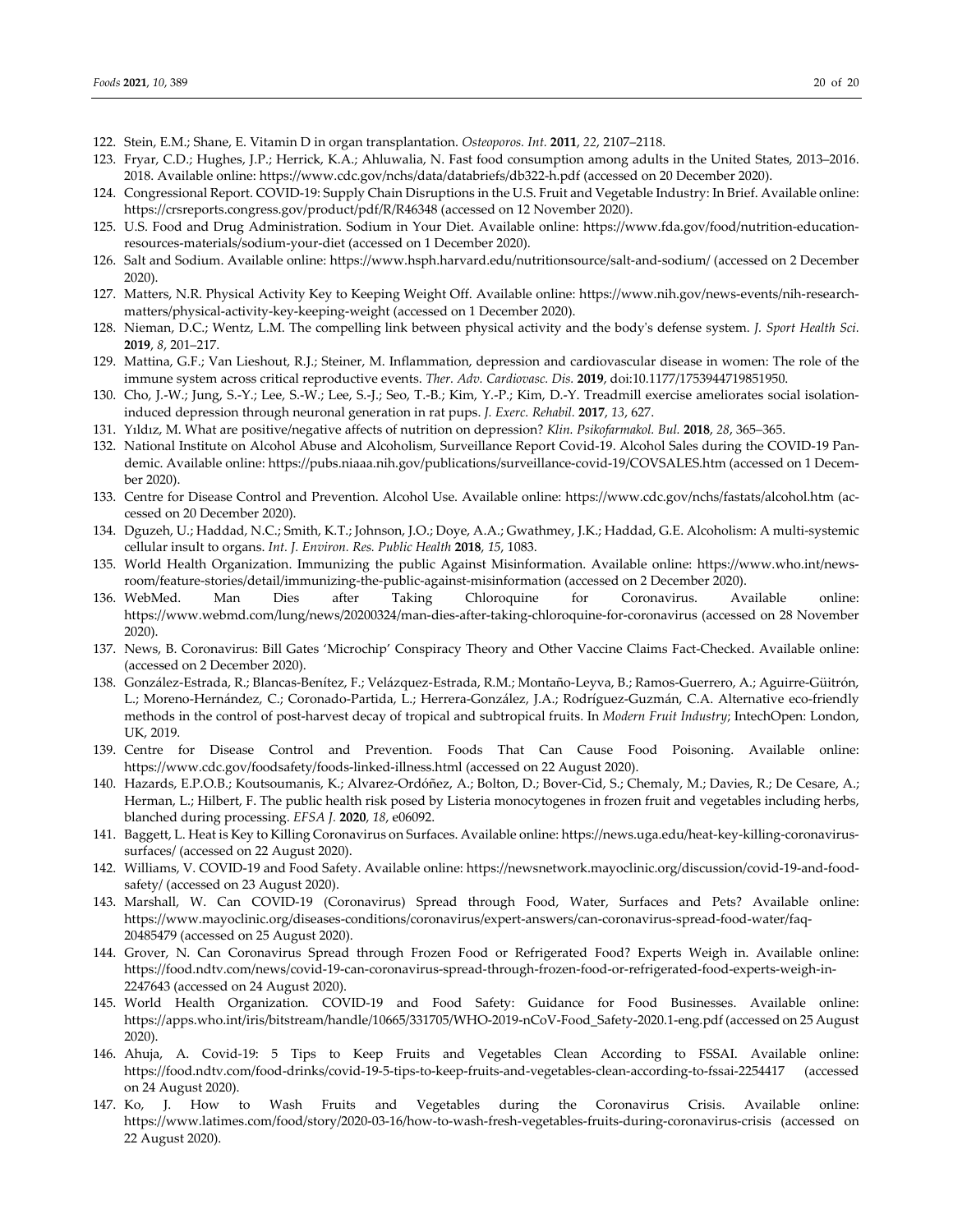122. Stein, E.M.; Shane, E. Vitamin D in organ transplantation. *Osteoporos. Int.* **2011**, *22*, 2107–2118.
123. Fryar, C.D.; Hughes, J.P.; Herrick, K.A.; Ahluwalia, N. Fast food consumption among adults in the United States, 2013–2016. 2018. Available online: https://www.cdc.gov/nchs/data/databriefs/db322-h.pdf (accessed on 20 December 2020).
124. Congressional Report. COVID-19: Supply Chain Disruptions in the U.S. Fruit and Vegetable Industry: In Brief. Available online: https://crsreports.congress.gov/product/pdf/R/R46348 (accessed on 12 November 2020).
125. U.S. Food and Drug Administration. Sodium in Your Diet. Available online: https://www.fda.gov/food/nutrition-education-resources-materials/sodium-your-diet (accessed on 1 December 2020).
126. Salt and Sodium. Available online: https://www.hsph.harvard.edu/nutritionsource/salt-and-sodium/ (accessed on 2 December 2020).
127. Matters, N.R. Physical Activity Key to Keeping Weight Off. Available online: https://www.nih.gov/news-events/nih-research-matters/physical-activity-key-keeping-weight (accessed on 1 December 2020).
128. Nieman, D.C.; Wentz, L.M. The compelling link between physical activity and the body's defense system. *J. Sport Health Sci.* **2019**, *8*, 201–217.
129. Mattina, G.F.; Van Lieshout, R.J.; Steiner, M. Inflammation, depression and cardiovascular disease in women: The role of the immune system across critical reproductive events. *Ther. Adv. Cardiovasc. Dis.* **2019**, doi:10.1177/1753944719851950.
130. Cho, J.-W.; Jung, S.-Y.; Lee, S.-W.; Lee, S.-J.; Seo, T.-B.; Kim, Y.-P.; Kim, D.-Y. Treadmill exercise ameliorates social isolation-induced depression through neuronal generation in rat pups. *J. Exerc. Rehabil.* **2017**, *13*, 627.
131. Yıldız, M. What are positive/negative affects of nutrition on depression? *Klin. Psikofarmakol. Bul.* **2018**, *28*, 365–365.
132. National Institute on Alcohol Abuse and Alcoholism, Surveillance Report Covid-19. Alcohol Sales during the COVID-19 Pandemic. Available online: https://pubs.niaaa.nih.gov/publications/surveillance-covid-19/COVSALES.htm (accessed on 1 December 2020).
133. Centre for Disease Control and Prevention. Alcohol Use. Available online: https://www.cdc.gov/nchs/fastats/alcohol.htm (accessed on 20 December 2020).
134. Dguzeh, U.; Haddad, N.C.; Smith, K.T.; Johnson, J.O.; Doye, A.A.; Gwathmey, J.K.; Haddad, G.E. Alcoholism: A multi-systemic cellular insult to organs. *Int. J. Environ. Res. Public Health* **2018**, *15*, 1083.
135. World Health Organization. Immunizing the public Against Misinformation. Available online: https://www.who.int/news-room/feature-stories/detail/immunizing-the-public-against-misinformation (accessed on 2 December 2020).
136. WebMed. Man Dies after Taking Chloroquine for Coronavirus. Available online: https://www.webmd.com/lung/news/20200324/man-dies-after-taking-chloroquine-for-coronavirus (accessed on 28 November 2020).
137. News, B. Coronavirus: Bill Gates 'Microchip' Conspiracy Theory and Other Vaccine Claims Fact-Checked. Available online: (accessed on 2 December 2020).
138. González-Estrada, R.; Blancas-Benítez, F.; Velázquez-Estrada, R.M.; Montaño-Leyva, B.; Ramos-Guerrero, A.; Aguirre-Güitrón, L.; Moreno-Hernández, C.; Coronado-Partida, L.; Herrera-González, J.A.; Rodríguez-Guzmán, C.A. Alternative eco-friendly methods in the control of post-harvest decay of tropical and subtropical fruits. In *Modern Fruit Industry*; IntechOpen: London, UK, 2019.
139. Centre for Disease Control and Prevention. Foods That Can Cause Food Poisoning. Available online: https://www.cdc.gov/foodsafety/foods-linked-illness.html (accessed on 22 August 2020).
140. Hazards, E.P.O.B.; Koutsoumanis, K.; Alvarez-Ordóñez, A.; Bolton, D.; Bover-Cid, S.; Chemaly, M.; Davies, R.; De Cesare, A.; Herman, L.; Hilbert, F. The public health risk posed by Listeria monocytogenes in frozen fruit and vegetables including herbs, blanched during processing. *EFSA J.* **2020**, *18*, e06092.
141. Baggett, L. Heat is Key to Killing Coronavirus on Surfaces. Available online: https://news.uga.edu/heat-key-killing-coronavirus-surfaces/ (accessed on 22 August 2020).
142. Williams, V. COVID-19 and Food Safety. Available online: https://newsnetwork.mayoclinic.org/discussion/covid-19-and-food-safety/ (accessed on 23 August 2020).
143. Marshall, W. Can COVID-19 (Coronavirus) Spread through Food, Water, Surfaces and Pets? Available online: https://www.mayoclinic.org/diseases-conditions/coronavirus/expert-answers/can-coronavirus-spread-food-water/faq-20485479 (accessed on 25 August 2020).
144. Grover, N. Can Coronavirus Spread through Frozen Food or Refrigerated Food? Experts Weigh in. Available online: https://food.ndtv.com/news/covid-19-can-coronavirus-spread-through-frozen-food-or-refrigerated-food-experts-weigh-in-2247643 (accessed on 24 August 2020).
145. World Health Organization. COVID-19 and Food Safety: Guidance for Food Businesses. Available online: https://apps.who.int/iris/bitstream/handle/10665/331705/WHO-2019-nCoV-Food_Safety-2020.1-eng.pdf (accessed on 25 August 2020).
146. Ahuja, A. Covid-19: 5 Tips to Keep Fruits and Vegetables Clean According to FSSAI. Available online: https://food.ndtv.com/food-drinks/covid-19-5-tips-to-keep-fruits-and-vegetables-clean-according-to-fssai-2254417 (accessed on 24 August 2020).
147. Ko, J. How to Wash Fruits and Vegetables during the Coronavirus Crisis. Available online: https://www.latimes.com/food/story/2020-03-16/how-to-wash-fresh-vegetables-fruits-during-coronavirus-crisis (accessed on 22 August 2020).